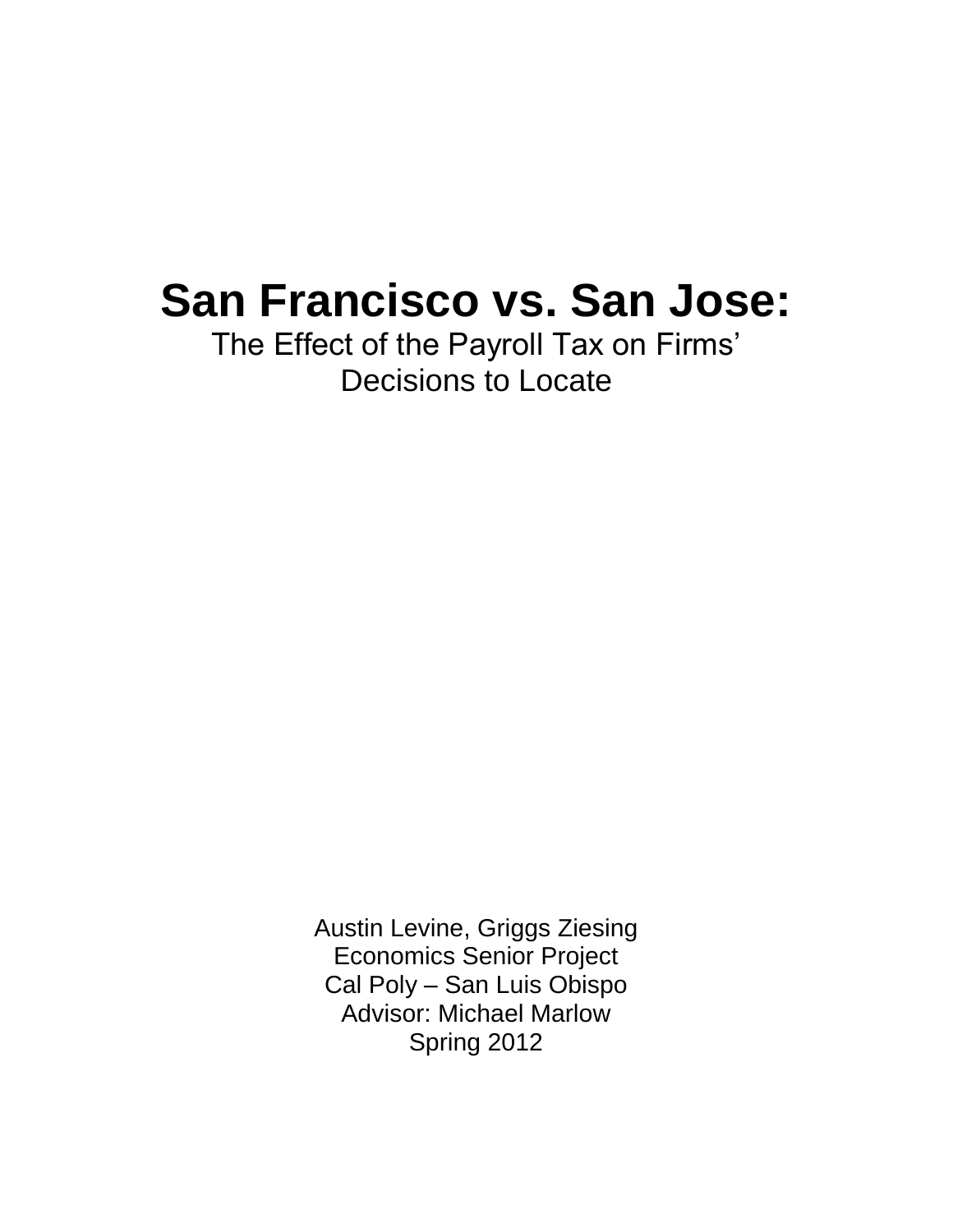# San Francisco vs. San Jose:

The Effect of the Payroll Tax on Firms' Decisions to Locate

Austin Levine, Griggs Ziesing
Economics Senior Project
Cal Poly – San Luis Obispo
Advisor: Michael Marlow
Spring 2012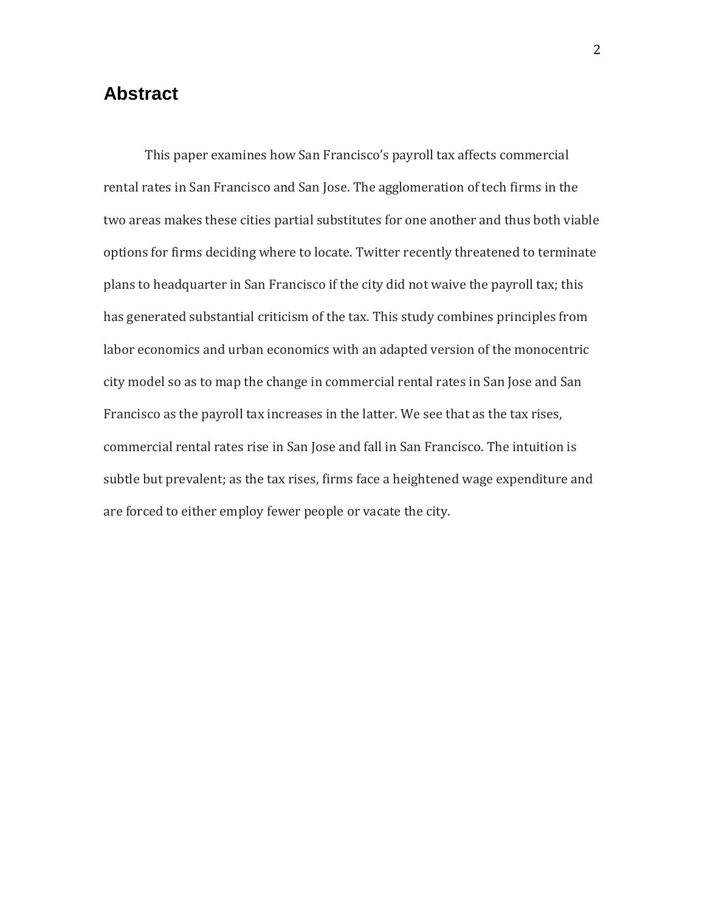# Abstract

This paper examines how San Francisco's payroll tax affects commercial rental rates in San Francisco and San Jose. The agglomeration of tech firms in the two areas makes these cities partial substitutes for one another and thus both viable options for firms deciding where to locate. Twitter recently threatened to terminate plans to headquarter in San Francisco if the city did not waive the payroll tax; this has generated substantial criticism of the tax. This study combines principles from labor economics and urban economics with an adapted version of the monocentric city model so as to map the change in commercial rental rates in San Jose and San Francisco as the payroll tax increases in the latter. We see that as the tax rises, commercial rental rates rise in San Jose and fall in San Francisco. The intuition is subtle but prevalent; as the tax rises, firms face a heightened wage expenditure and are forced to either employ fewer people or vacate the city.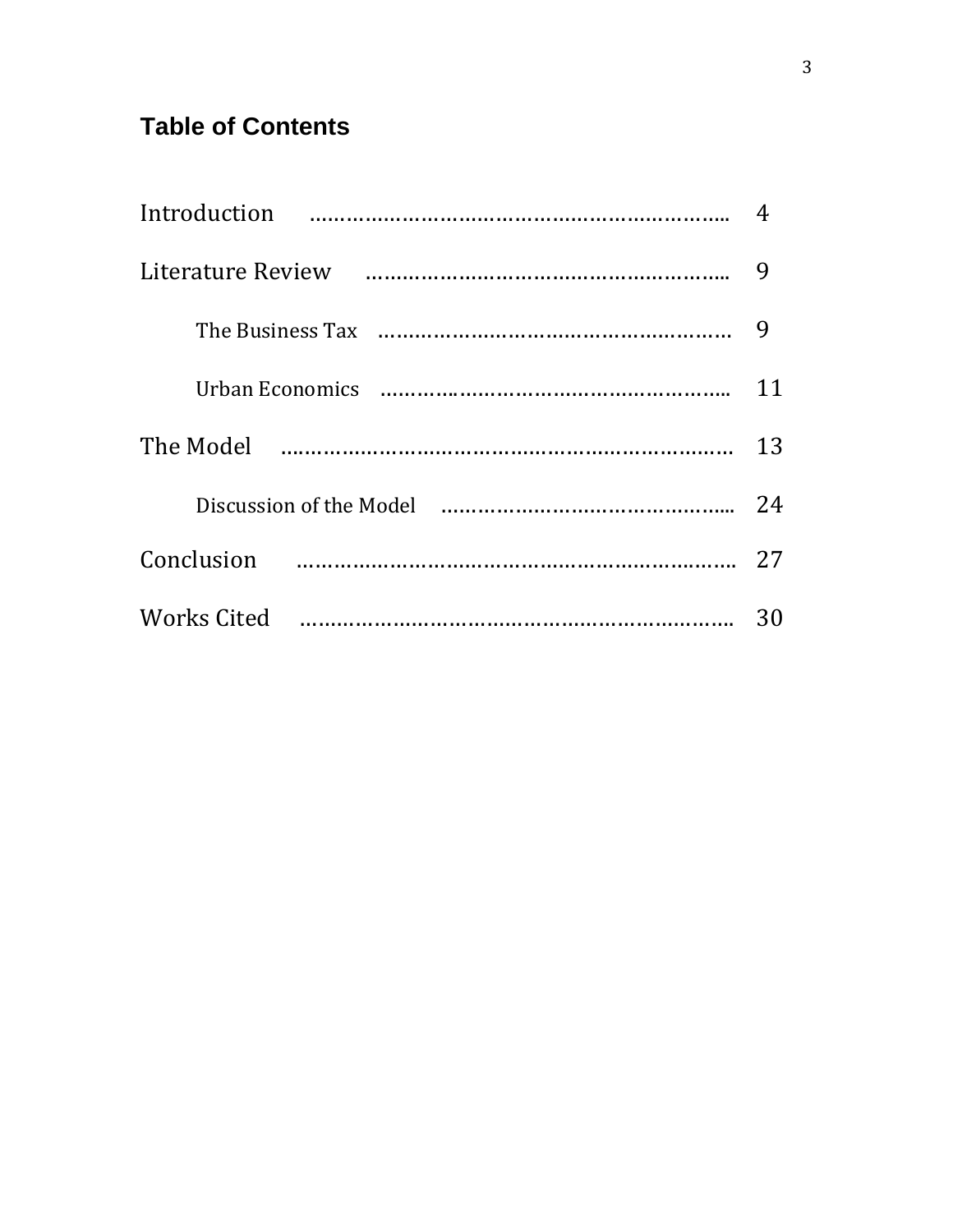## Table of Contents

Introduction ………………………………………………………….. 4

Literature Review ……………………………………………….. 9

The Business Tax ……………………………………………… 9

Urban Economics ……………………………………………... 11

The Model ………………………………………………………………. 13

Discussion of the Model ………………………………………... 24

Conclusion …………………………………………………………….. 27

Works Cited …………………………………………………………….. 30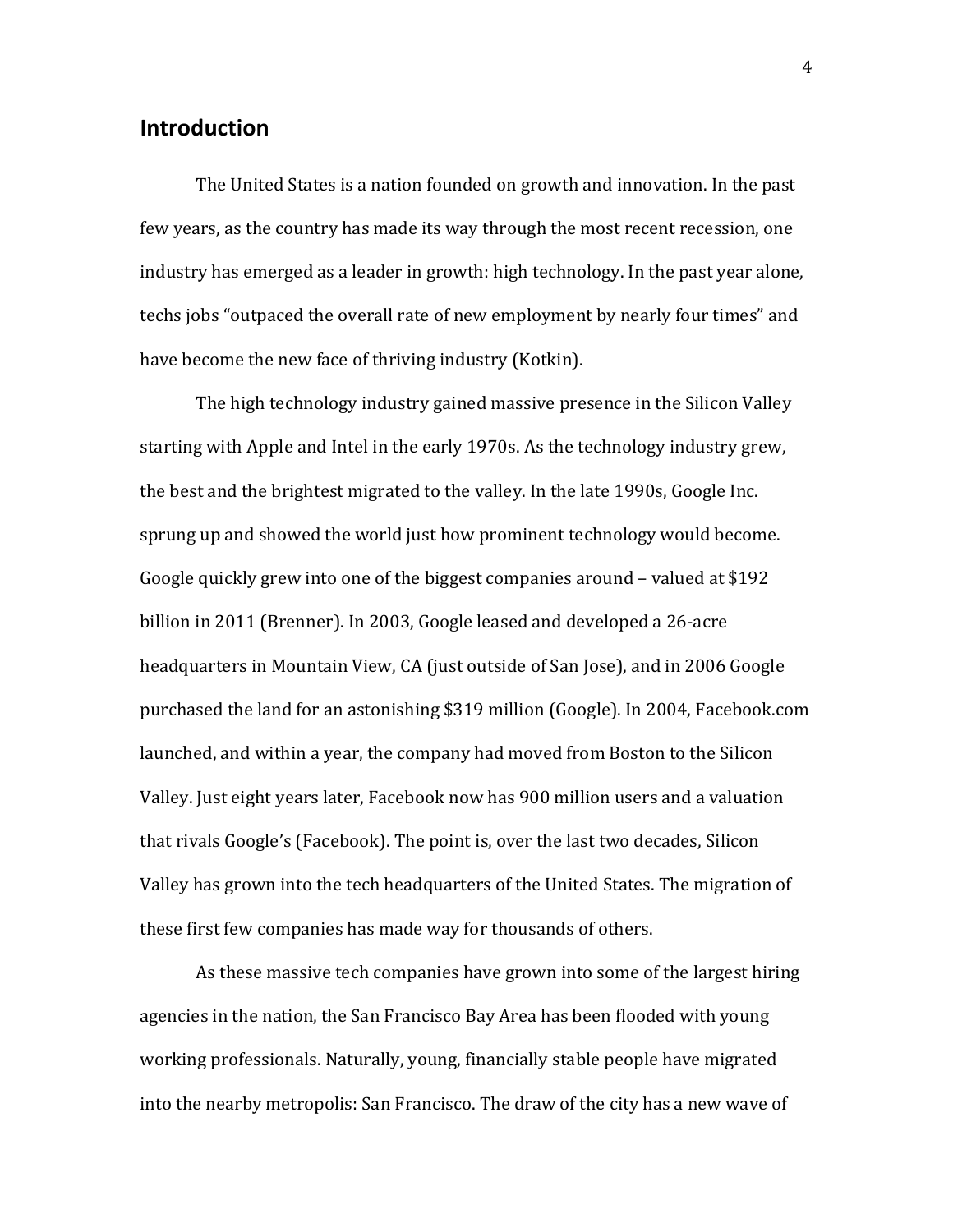## Introduction

The United States is a nation founded on growth and innovation. In the past few years, as the country has made its way through the most recent recession, one industry has emerged as a leader in growth: high technology. In the past year alone, techs jobs "outpaced the overall rate of new employment by nearly four times" and have become the new face of thriving industry (Kotkin).

The high technology industry gained massive presence in the Silicon Valley starting with Apple and Intel in the early 1970s. As the technology industry grew, the best and the brightest migrated to the valley. In the late 1990s, Google Inc. sprung up and showed the world just how prominent technology would become. Google quickly grew into one of the biggest companies around – valued at $192 billion in 2011 (Brenner). In 2003, Google leased and developed a 26-acre headquarters in Mountain View, CA (just outside of San Jose), and in 2006 Google purchased the land for an astonishing $319 million (Google). In 2004, Facebook.com launched, and within a year, the company had moved from Boston to the Silicon Valley. Just eight years later, Facebook now has 900 million users and a valuation that rivals Google's (Facebook). The point is, over the last two decades, Silicon Valley has grown into the tech headquarters of the United States. The migration of these first few companies has made way for thousands of others.

As these massive tech companies have grown into some of the largest hiring agencies in the nation, the San Francisco Bay Area has been flooded with young working professionals. Naturally, young, financially stable people have migrated into the nearby metropolis: San Francisco. The draw of the city has a new wave of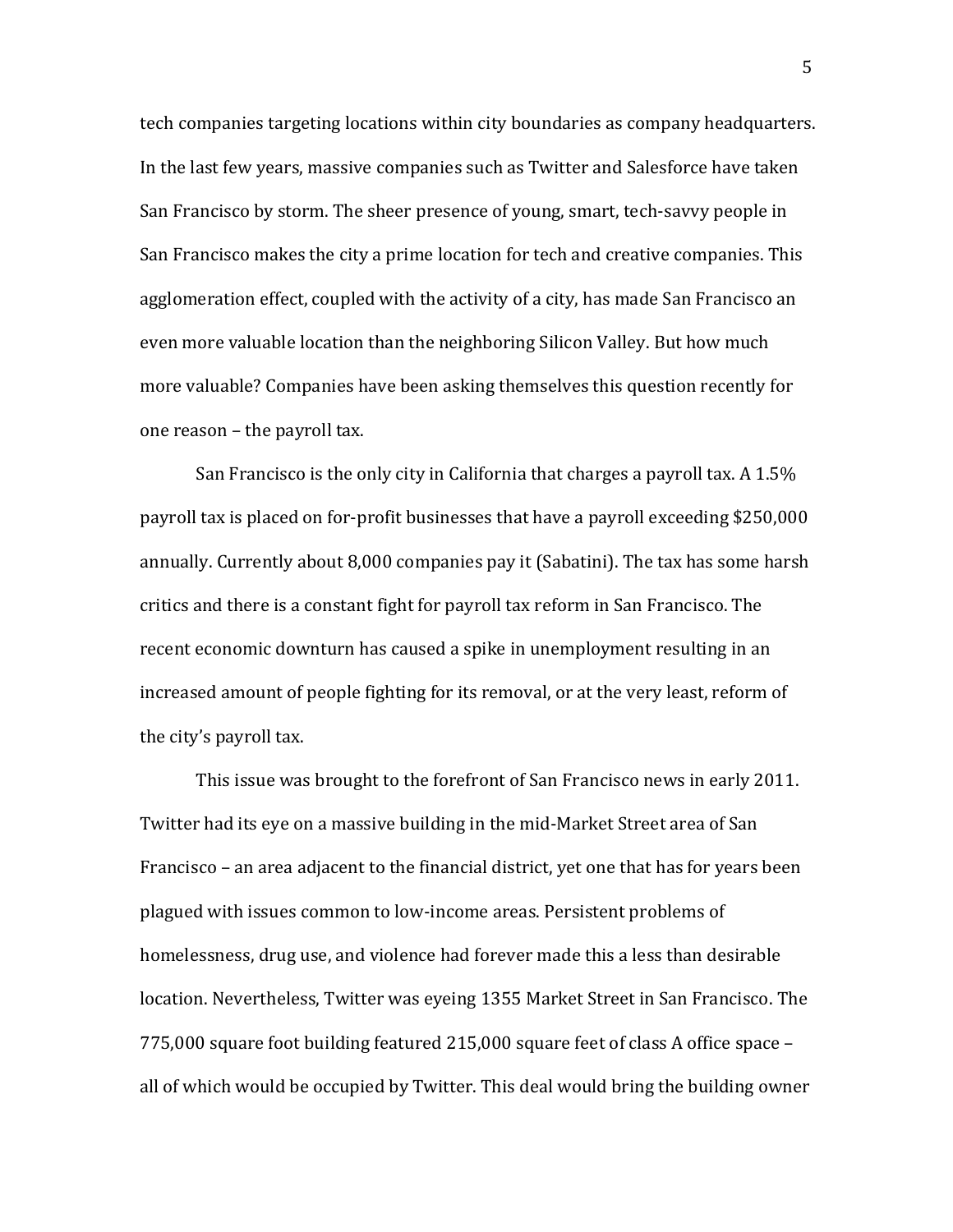tech companies targeting locations within city boundaries as company headquarters. In the last few years, massive companies such as Twitter and Salesforce have taken San Francisco by storm. The sheer presence of young, smart, tech-savvy people in San Francisco makes the city a prime location for tech and creative companies. This agglomeration effect, coupled with the activity of a city, has made San Francisco an even more valuable location than the neighboring Silicon Valley. But how much more valuable? Companies have been asking themselves this question recently for one reason – the payroll tax.

San Francisco is the only city in California that charges a payroll tax. A 1.5% payroll tax is placed on for-profit businesses that have a payroll exceeding $250,000 annually. Currently about 8,000 companies pay it (Sabatini). The tax has some harsh critics and there is a constant fight for payroll tax reform in San Francisco. The recent economic downturn has caused a spike in unemployment resulting in an increased amount of people fighting for its removal, or at the very least, reform of the city's payroll tax.

This issue was brought to the forefront of San Francisco news in early 2011. Twitter had its eye on a massive building in the mid-Market Street area of San Francisco – an area adjacent to the financial district, yet one that has for years been plagued with issues common to low-income areas. Persistent problems of homelessness, drug use, and violence had forever made this a less than desirable location. Nevertheless, Twitter was eyeing 1355 Market Street in San Francisco. The 775,000 square foot building featured 215,000 square feet of class A office space – all of which would be occupied by Twitter. This deal would bring the building owner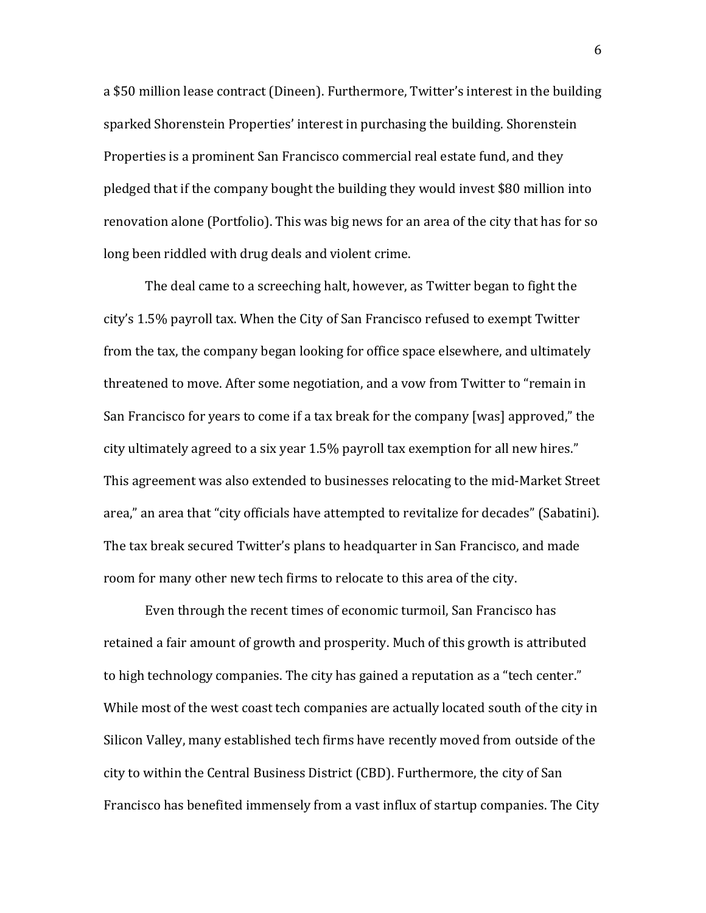a $50 million lease contract (Dineen). Furthermore, Twitter's interest in the building sparked Shorenstein Properties' interest in purchasing the building. Shorenstein Properties is a prominent San Francisco commercial real estate fund, and they pledged that if the company bought the building they would invest $80 million into renovation alone (Portfolio). This was big news for an area of the city that has for so long been riddled with drug deals and violent crime.

The deal came to a screeching halt, however, as Twitter began to fight the city's 1.5% payroll tax. When the City of San Francisco refused to exempt Twitter from the tax, the company began looking for office space elsewhere, and ultimately threatened to move. After some negotiation, and a vow from Twitter to "remain in San Francisco for years to come if a tax break for the company [was] approved," the city ultimately agreed to a six year 1.5% payroll tax exemption for all new hires." This agreement was also extended to businesses relocating to the mid-Market Street area," an area that "city officials have attempted to revitalize for decades" (Sabatini). The tax break secured Twitter's plans to headquarter in San Francisco, and made room for many other new tech firms to relocate to this area of the city.

Even through the recent times of economic turmoil, San Francisco has retained a fair amount of growth and prosperity. Much of this growth is attributed to high technology companies. The city has gained a reputation as a "tech center." While most of the west coast tech companies are actually located south of the city in Silicon Valley, many established tech firms have recently moved from outside of the city to within the Central Business District (CBD). Furthermore, the city of San Francisco has benefited immensely from a vast influx of startup companies. The City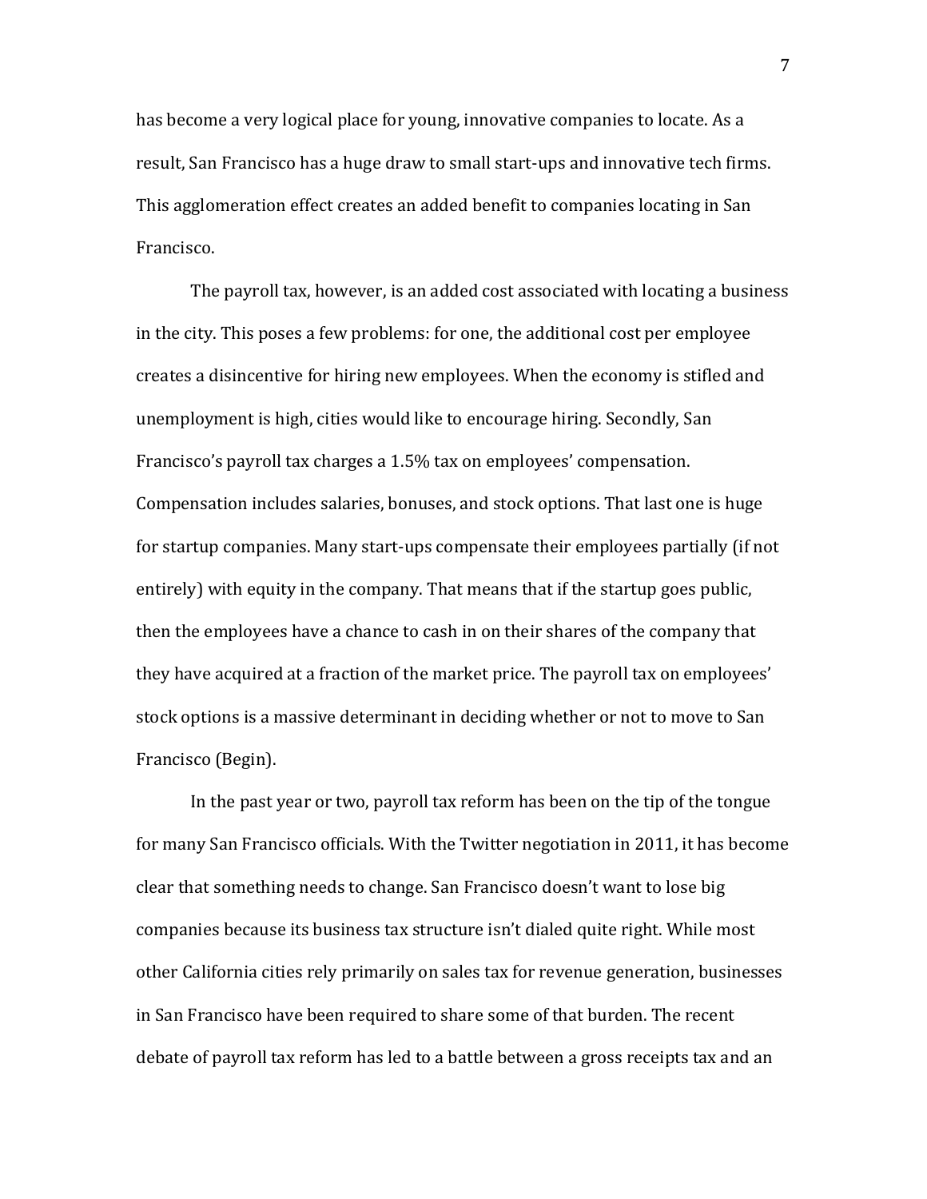has become a very logical place for young, innovative companies to locate. As a result, San Francisco has a huge draw to small start-ups and innovative tech firms. This agglomeration effect creates an added benefit to companies locating in San Francisco.

The payroll tax, however, is an added cost associated with locating a business in the city. This poses a few problems: for one, the additional cost per employee creates a disincentive for hiring new employees. When the economy is stifled and unemployment is high, cities would like to encourage hiring. Secondly, San Francisco's payroll tax charges a 1.5% tax on employees' compensation. Compensation includes salaries, bonuses, and stock options. That last one is huge for startup companies. Many start-ups compensate their employees partially (if not entirely) with equity in the company. That means that if the startup goes public, then the employees have a chance to cash in on their shares of the company that they have acquired at a fraction of the market price. The payroll tax on employees' stock options is a massive determinant in deciding whether or not to move to San Francisco (Begin).

In the past year or two, payroll tax reform has been on the tip of the tongue for many San Francisco officials. With the Twitter negotiation in 2011, it has become clear that something needs to change. San Francisco doesn't want to lose big companies because its business tax structure isn't dialed quite right. While most other California cities rely primarily on sales tax for revenue generation, businesses in San Francisco have been required to share some of that burden. The recent debate of payroll tax reform has led to a battle between a gross receipts tax and an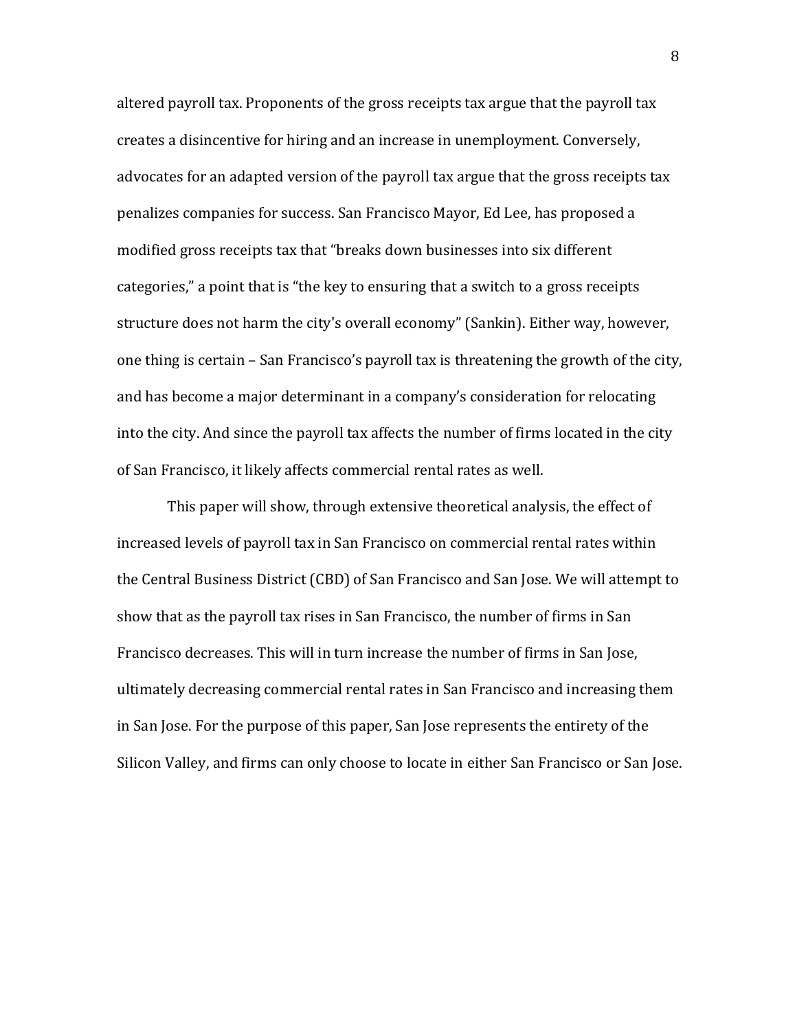altered payroll tax. Proponents of the gross receipts tax argue that the payroll tax creates a disincentive for hiring and an increase in unemployment. Conversely, advocates for an adapted version of the payroll tax argue that the gross receipts tax penalizes companies for success. San Francisco Mayor, Ed Lee, has proposed a modified gross receipts tax that "breaks down businesses into six different categories," a point that is "the key to ensuring that a switch to a gross receipts structure does not harm the city's overall economy" (Sankin). Either way, however, one thing is certain – San Francisco's payroll tax is threatening the growth of the city, and has become a major determinant in a company's consideration for relocating into the city. And since the payroll tax affects the number of firms located in the city of San Francisco, it likely affects commercial rental rates as well.

This paper will show, through extensive theoretical analysis, the effect of increased levels of payroll tax in San Francisco on commercial rental rates within the Central Business District (CBD) of San Francisco and San Jose. We will attempt to show that as the payroll tax rises in San Francisco, the number of firms in San Francisco decreases. This will in turn increase the number of firms in San Jose, ultimately decreasing commercial rental rates in San Francisco and increasing them in San Jose. For the purpose of this paper, San Jose represents the entirety of the Silicon Valley, and firms can only choose to locate in either San Francisco or San Jose.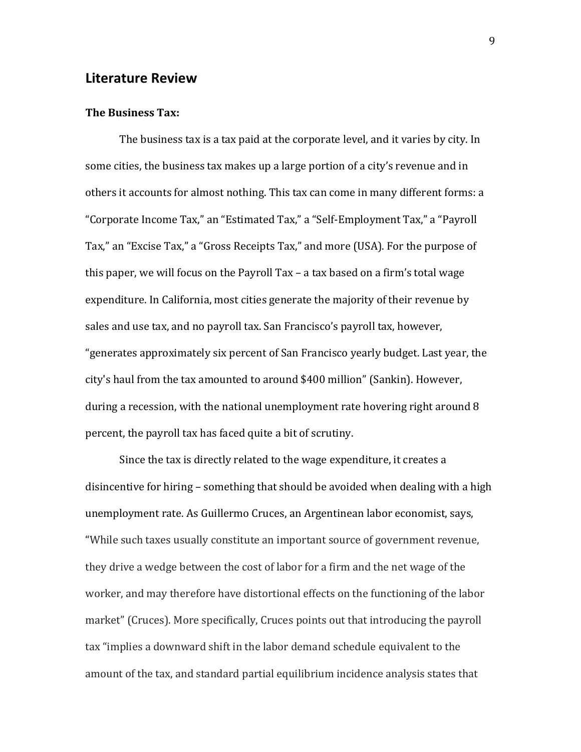## Literature Review

**The Business Tax:**

The business tax is a tax paid at the corporate level, and it varies by city. In some cities, the business tax makes up a large portion of a city's revenue and in others it accounts for almost nothing. This tax can come in many different forms: a "Corporate Income Tax," an "Estimated Tax," a "Self-Employment Tax," a "Payroll Tax," an "Excise Tax," a "Gross Receipts Tax," and more (USA). For the purpose of this paper, we will focus on the Payroll Tax – a tax based on a firm's total wage expenditure. In California, most cities generate the majority of their revenue by sales and use tax, and no payroll tax. San Francisco's payroll tax, however, "generates approximately six percent of San Francisco yearly budget. Last year, the city's haul from the tax amounted to around $400 million" (Sankin). However, during a recession, with the national unemployment rate hovering right around 8 percent, the payroll tax has faced quite a bit of scrutiny.

Since the tax is directly related to the wage expenditure, it creates a disincentive for hiring – something that should be avoided when dealing with a high unemployment rate. As Guillermo Cruces, an Argentinean labor economist, says, "While such taxes usually constitute an important source of government revenue, they drive a wedge between the cost of labor for a firm and the net wage of the worker, and may therefore have distortional effects on the functioning of the labor market" (Cruces). More specifically, Cruces points out that introducing the payroll tax "implies a downward shift in the labor demand schedule equivalent to the amount of the tax, and standard partial equilibrium incidence analysis states that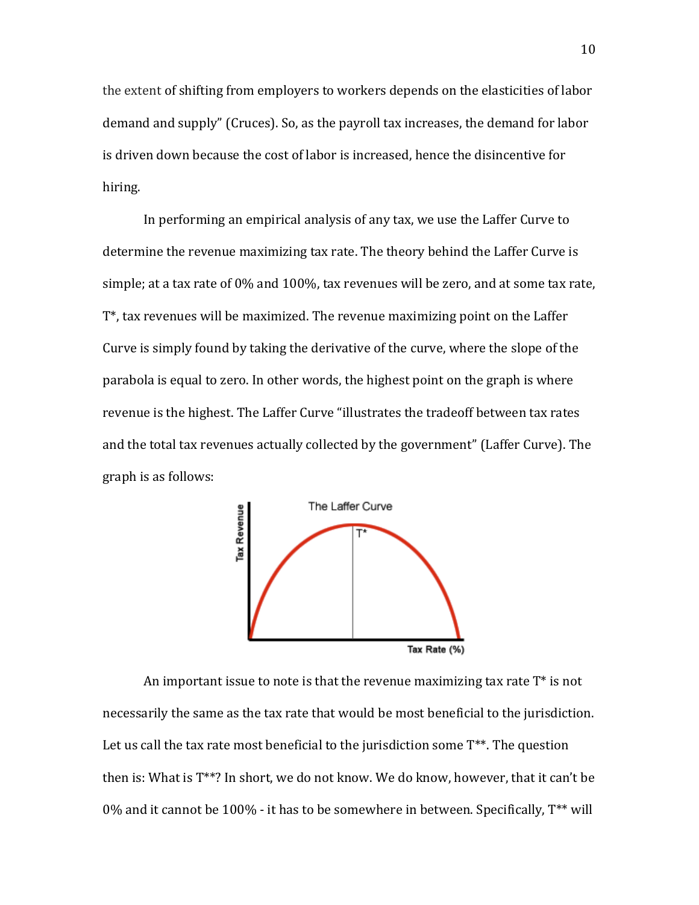the extent of shifting from employers to workers depends on the elasticities of labor demand and supply" (Cruces). So, as the payroll tax increases, the demand for labor is driven down because the cost of labor is increased, hence the disincentive for hiring.

In performing an empirical analysis of any tax, we use the Laffer Curve to determine the revenue maximizing tax rate. The theory behind the Laffer Curve is simple; at a tax rate of 0% and 100%, tax revenues will be zero, and at some tax rate, T*, tax revenues will be maximized. The revenue maximizing point on the Laffer Curve is simply found by taking the derivative of the curve, where the slope of the parabola is equal to zero. In other words, the highest point on the graph is where revenue is the highest. The Laffer Curve "illustrates the tradeoff between tax rates and the total tax revenues actually collected by the government" (Laffer Curve). The graph is as follows:

An important issue to note is that the revenue maximizing tax rate T* is not necessarily the same as the tax rate that would be most beneficial to the jurisdiction. Let us call the tax rate most beneficial to the jurisdiction some T**. The question then is: What is T**? In short, we do not know. We do know, however, that it can't be 0% and it cannot be 100% - it has to be somewhere in between. Specifically, T** will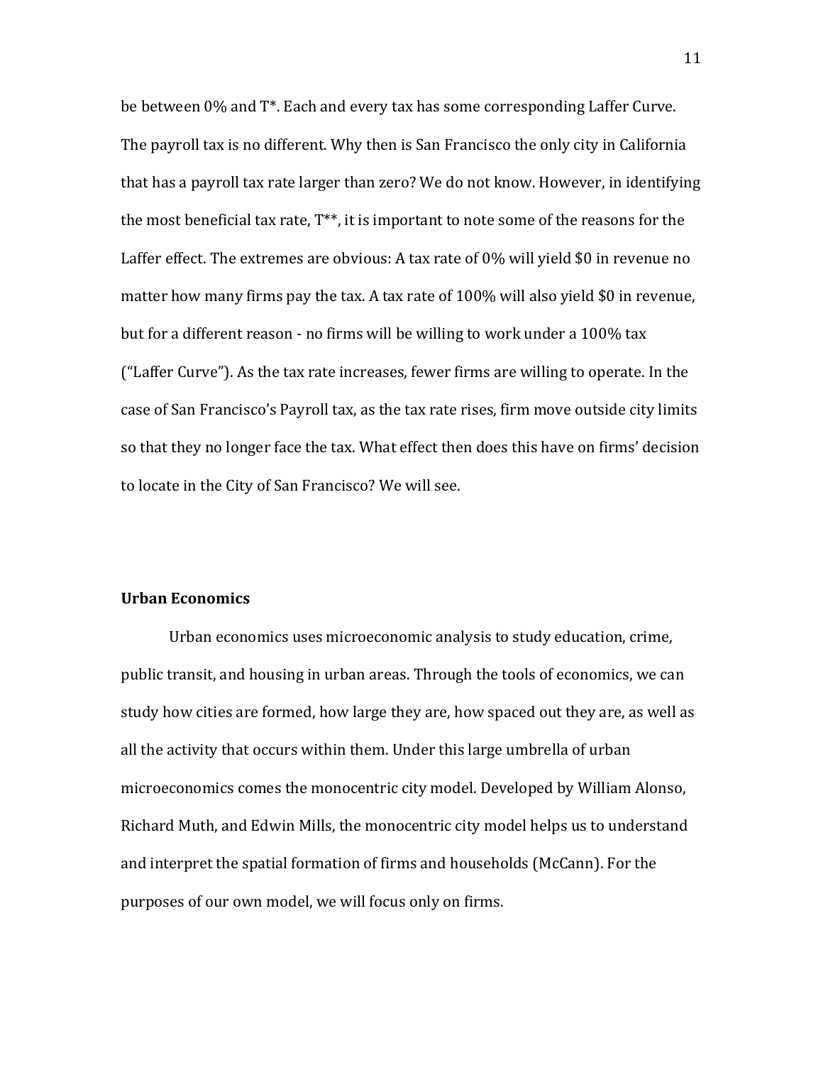be between 0% and T*. Each and every tax has some corresponding Laffer Curve. The payroll tax is no different. Why then is San Francisco the only city in California that has a payroll tax rate larger than zero? We do not know. However, in identifying the most beneficial tax rate, T**, it is important to note some of the reasons for the Laffer effect. The extremes are obvious: A tax rate of 0% will yield $0 in revenue no matter how many firms pay the tax. A tax rate of 100% will also yield $0 in revenue, but for a different reason - no firms will be willing to work under a 100% tax ("Laffer Curve"). As the tax rate increases, fewer firms are willing to operate. In the case of San Francisco's Payroll tax, as the tax rate rises, firm move outside city limits so that they no longer face the tax. What effect then does this have on firms' decision to locate in the City of San Francisco? We will see.

**Urban Economics**

Urban economics uses microeconomic analysis to study education, crime, public transit, and housing in urban areas. Through the tools of economics, we can study how cities are formed, how large they are, how spaced out they are, as well as all the activity that occurs within them. Under this large umbrella of urban microeconomics comes the monocentric city model. Developed by William Alonso, Richard Muth, and Edwin Mills, the monocentric city model helps us to understand and interpret the spatial formation of firms and households (McCann). For the purposes of our own model, we will focus only on firms.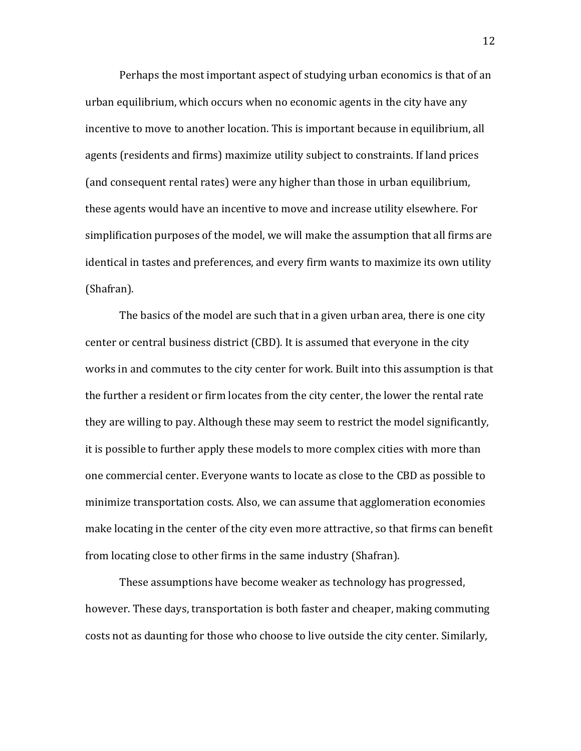Perhaps the most important aspect of studying urban economics is that of an urban equilibrium, which occurs when no economic agents in the city have any incentive to move to another location. This is important because in equilibrium, all agents (residents and firms) maximize utility subject to constraints. If land prices (and consequent rental rates) were any higher than those in urban equilibrium, these agents would have an incentive to move and increase utility elsewhere. For simplification purposes of the model, we will make the assumption that all firms are identical in tastes and preferences, and every firm wants to maximize its own utility (Shafran).

The basics of the model are such that in a given urban area, there is one city center or central business district (CBD). It is assumed that everyone in the city works in and commutes to the city center for work. Built into this assumption is that the further a resident or firm locates from the city center, the lower the rental rate they are willing to pay. Although these may seem to restrict the model significantly, it is possible to further apply these models to more complex cities with more than one commercial center. Everyone wants to locate as close to the CBD as possible to minimize transportation costs. Also, we can assume that agglomeration economies make locating in the center of the city even more attractive, so that firms can benefit from locating close to other firms in the same industry (Shafran).

These assumptions have become weaker as technology has progressed, however. These days, transportation is both faster and cheaper, making commuting costs not as daunting for those who choose to live outside the city center. Similarly,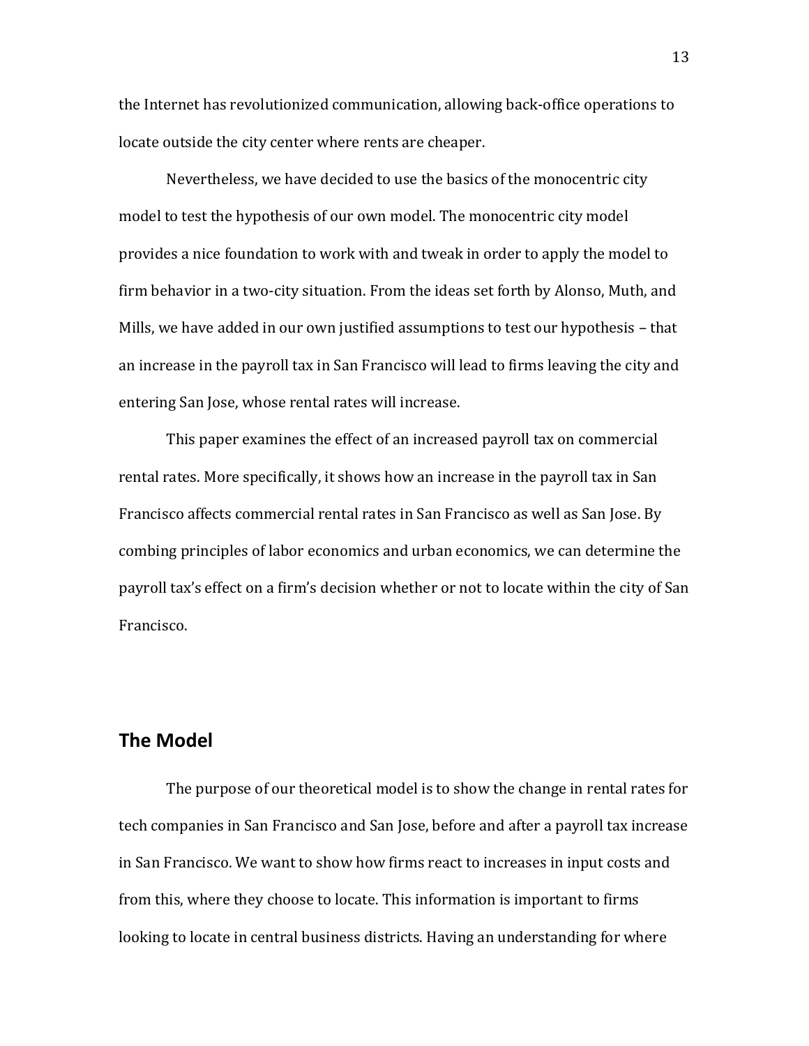the Internet has revolutionized communication, allowing back-office operations to locate outside the city center where rents are cheaper.

Nevertheless, we have decided to use the basics of the monocentric city model to test the hypothesis of our own model. The monocentric city model provides a nice foundation to work with and tweak in order to apply the model to firm behavior in a two-city situation. From the ideas set forth by Alonso, Muth, and Mills, we have added in our own justified assumptions to test our hypothesis – that an increase in the payroll tax in San Francisco will lead to firms leaving the city and entering San Jose, whose rental rates will increase.

This paper examines the effect of an increased payroll tax on commercial rental rates. More specifically, it shows how an increase in the payroll tax in San Francisco affects commercial rental rates in San Francisco as well as San Jose. By combing principles of labor economics and urban economics, we can determine the payroll tax's effect on a firm's decision whether or not to locate within the city of San Francisco.

## The Model

The purpose of our theoretical model is to show the change in rental rates for tech companies in San Francisco and San Jose, before and after a payroll tax increase in San Francisco. We want to show how firms react to increases in input costs and from this, where they choose to locate. This information is important to firms looking to locate in central business districts. Having an understanding for where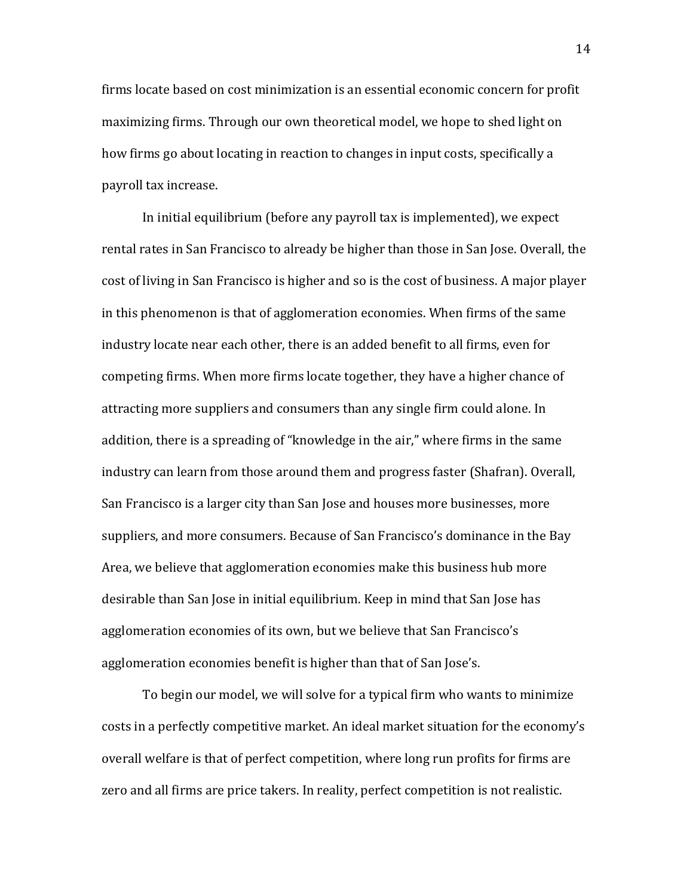firms locate based on cost minimization is an essential economic concern for profit maximizing firms. Through our own theoretical model, we hope to shed light on how firms go about locating in reaction to changes in input costs, specifically a payroll tax increase.

In initial equilibrium (before any payroll tax is implemented), we expect rental rates in San Francisco to already be higher than those in San Jose. Overall, the cost of living in San Francisco is higher and so is the cost of business. A major player in this phenomenon is that of agglomeration economies. When firms of the same industry locate near each other, there is an added benefit to all firms, even for competing firms. When more firms locate together, they have a higher chance of attracting more suppliers and consumers than any single firm could alone. In addition, there is a spreading of "knowledge in the air," where firms in the same industry can learn from those around them and progress faster (Shafran). Overall, San Francisco is a larger city than San Jose and houses more businesses, more suppliers, and more consumers. Because of San Francisco's dominance in the Bay Area, we believe that agglomeration economies make this business hub more desirable than San Jose in initial equilibrium. Keep in mind that San Jose has agglomeration economies of its own, but we believe that San Francisco's agglomeration economies benefit is higher than that of San Jose's.

To begin our model, we will solve for a typical firm who wants to minimize costs in a perfectly competitive market. An ideal market situation for the economy's overall welfare is that of perfect competition, where long run profits for firms are zero and all firms are price takers. In reality, perfect competition is not realistic.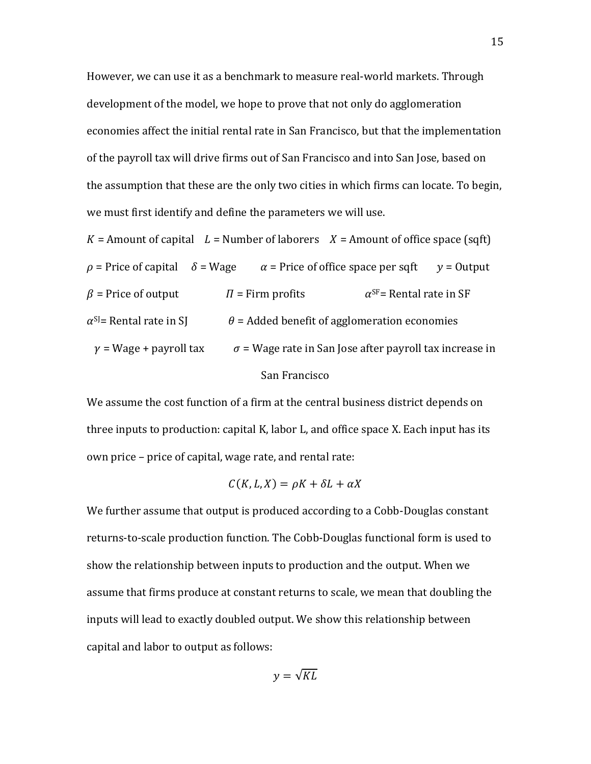However, we can use it as a benchmark to measure real-world markets. Through development of the model, we hope to prove that not only do agglomeration economies affect the initial rental rate in San Francisco, but that the implementation of the payroll tax will drive firms out of San Francisco and into San Jose, based on the assumption that these are the only two cities in which firms can locate. To begin, we must first identify and define the parameters we will use.

$K$ = Amount of capital $L$ = Number of laborers $X$ = Amount of office space (sqft)

$\rho$ = Price of capital $\delta$ = Wage $\alpha$ = Price of office space per sqft $y$ = Output

$\beta$ = Price of output $\Pi$ = Firm profits $\alpha^{SF}$= Rental rate in SF

$\alpha^{SJ}$= Rental rate in SJ $\theta$ = Added benefit of agglomeration economies

$\gamma$ = Wage + payroll tax $\sigma$ = Wage rate in San Jose after payroll tax increase in San Francisco

We assume the cost function of a firm at the central business district depends on three inputs to production: capital K, labor L, and office space X. Each input has its own price – price of capital, wage rate, and rental rate:

$$C(K, L, X) = \rho K + \delta L + \alpha X$$

We further assume that output is produced according to a Cobb-Douglas constant returns-to-scale production function. The Cobb-Douglas functional form is used to show the relationship between inputs to production and the output. When we assume that firms produce at constant returns to scale, we mean that doubling the inputs will lead to exactly doubled output. We show this relationship between capital and labor to output as follows:

$$y = \sqrt{KL}$$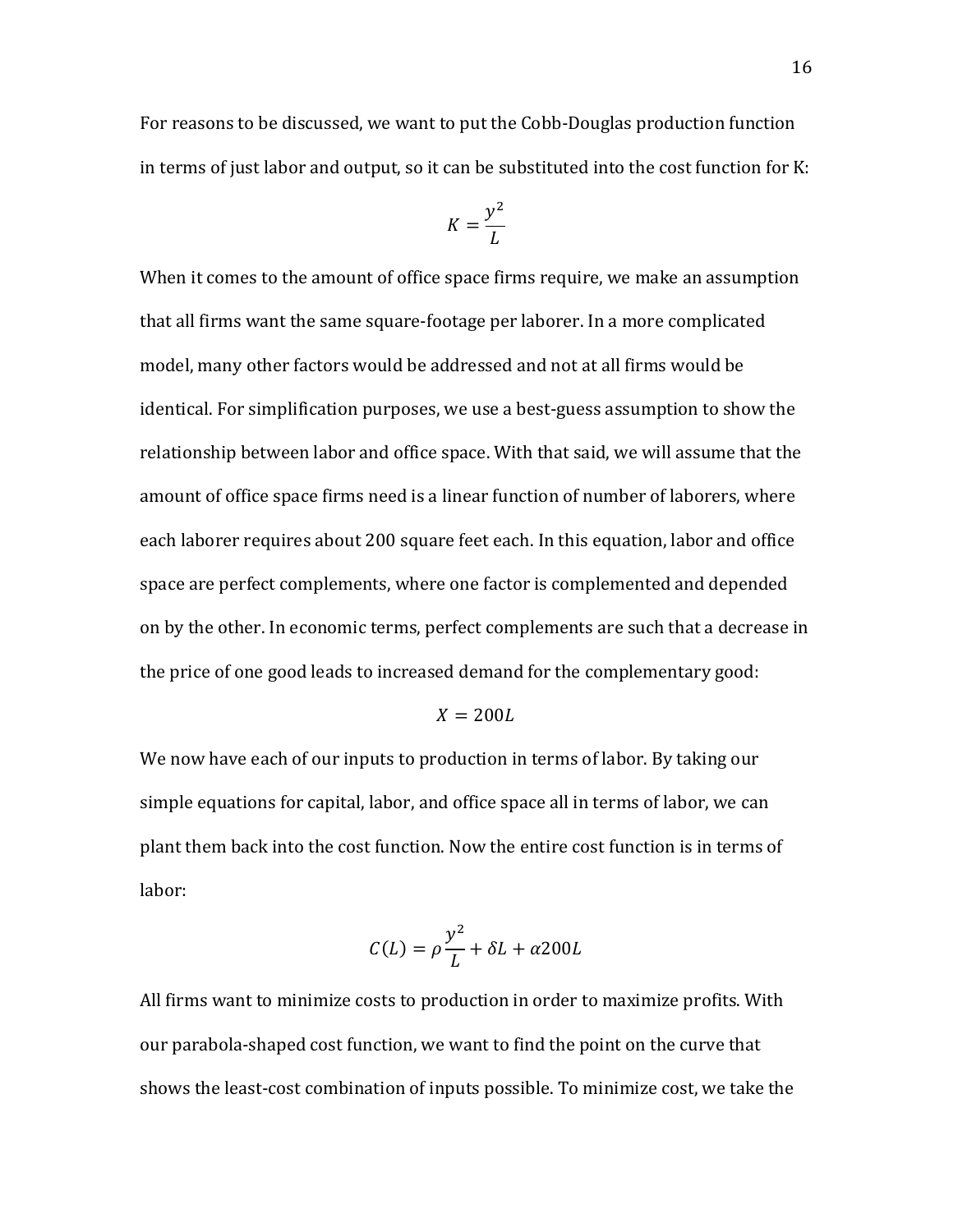For reasons to be discussed, we want to put the Cobb-Douglas production function in terms of just labor and output, so it can be substituted into the cost function for K:

$$K = \frac{y^2}{L}$$

When it comes to the amount of office space firms require, we make an assumption that all firms want the same square-footage per laborer. In a more complicated model, many other factors would be addressed and not at all firms would be identical. For simplification purposes, we use a best-guess assumption to show the relationship between labor and office space. With that said, we will assume that the amount of office space firms need is a linear function of number of laborers, where each laborer requires about 200 square feet each. In this equation, labor and office space are perfect complements, where one factor is complemented and depended on by the other. In economic terms, perfect complements are such that a decrease in the price of one good leads to increased demand for the complementary good:

$$X = 200L$$

We now have each of our inputs to production in terms of labor. By taking our simple equations for capital, labor, and office space all in terms of labor, we can plant them back into the cost function. Now the entire cost function is in terms of labor:

$$C(L) = \rho\frac{y^2}{L} + \delta L + \alpha 200L$$

All firms want to minimize costs to production in order to maximize profits. With our parabola-shaped cost function, we want to find the point on the curve that shows the least-cost combination of inputs possible. To minimize cost, we take the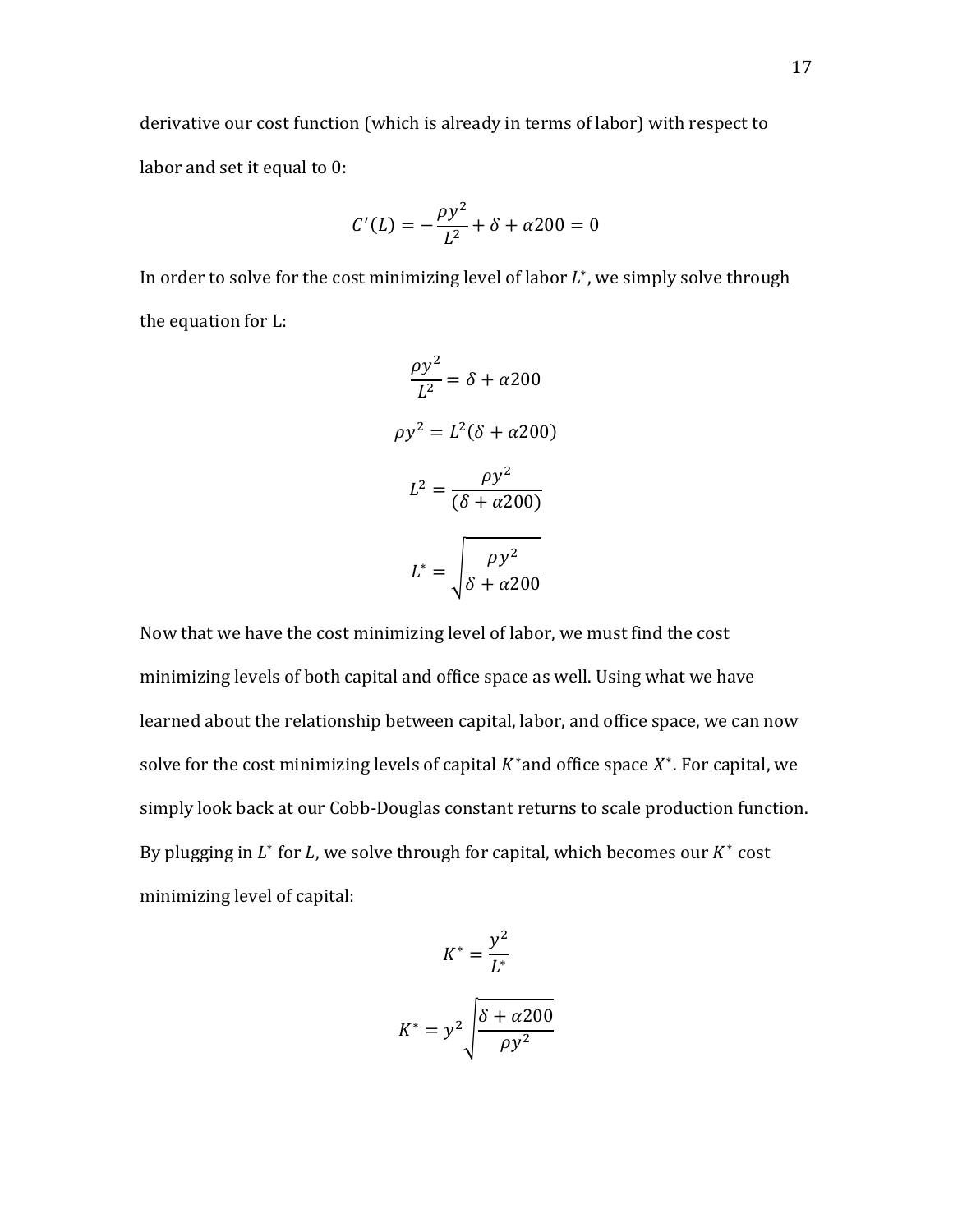derivative our cost function (which is already in terms of labor) with respect to labor and set it equal to 0:

$$C'(L) = -\frac{\rho y^2}{L^2} + \delta + \alpha 200 = 0$$

In order to solve for the cost minimizing level of labor $L^*$, we simply solve through the equation for L:

$$\frac{\rho y^2}{L^2} = \delta + \alpha 200$$

$$\rho y^2 = L^2(\delta + \alpha 200)$$

$$L^2 = \frac{\rho y^2}{(\delta + \alpha 200)}$$

$$L^* = \sqrt{\frac{\rho y^2}{\delta + \alpha 200}}$$

Now that we have the cost minimizing level of labor, we must find the cost minimizing levels of both capital and office space as well. Using what we have learned about the relationship between capital, labor, and office space, we can now solve for the cost minimizing levels of capital $K^*$and office space $X^*$. For capital, we simply look back at our Cobb-Douglas constant returns to scale production function. By plugging in $L^*$ for $L$, we solve through for capital, which becomes our $K^*$ cost minimizing level of capital:

$$K^* = \frac{y^2}{L^*}$$

$$K^* = y^2 \sqrt{\frac{\delta + \alpha 200}{\rho y^2}}$$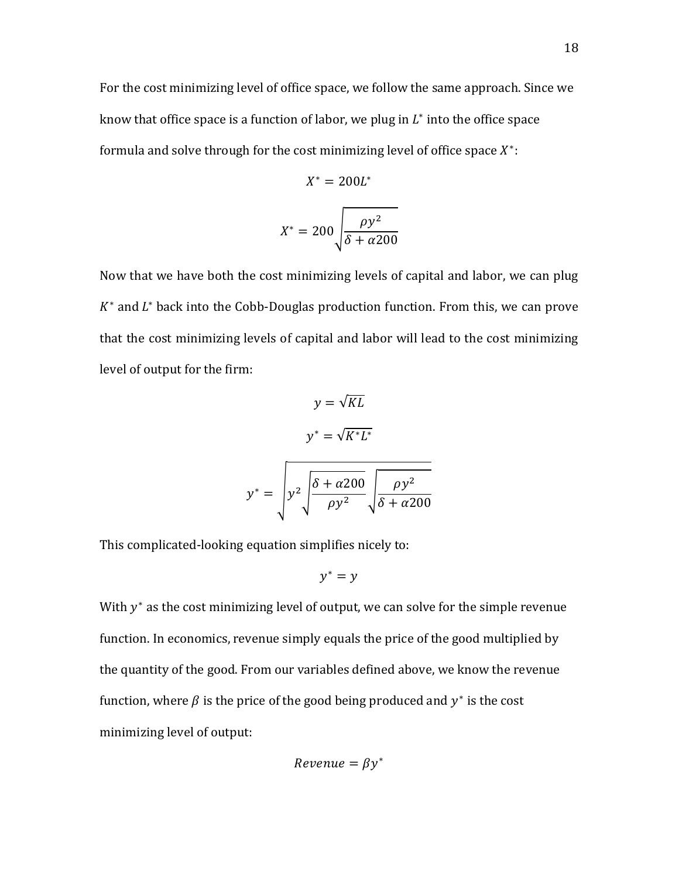For the cost minimizing level of office space, we follow the same approach. Since we know that office space is a function of labor, we plug in $L^*$ into the office space formula and solve through for the cost minimizing level of office space $X^*$:

$$X^* = 200L^*$$

$$X^* = 200\sqrt{\frac{\rho y^2}{\delta + \alpha 200}}$$

Now that we have both the cost minimizing levels of capital and labor, we can plug $K^*$ and $L^*$ back into the Cobb-Douglas production function. From this, we can prove that the cost minimizing levels of capital and labor will lead to the cost minimizing level of output for the firm:

$$y = \sqrt{KL}$$

$$y^* = \sqrt{K^* L^*}$$

$$y^* = \sqrt{y^2 \sqrt{\frac{\delta + \alpha 200}{\rho y^2}} \sqrt{\frac{\rho y^2}{\delta + \alpha 200}}}$$

This complicated-looking equation simplifies nicely to:

$$y^* = y$$

With $y^*$ as the cost minimizing level of output, we can solve for the simple revenue function. In economics, revenue simply equals the price of the good multiplied by the quantity of the good. From our variables defined above, we know the revenue function, where $\beta$ is the price of the good being produced and $y^*$ is the cost minimizing level of output:

$$Revenue = \beta y^*$$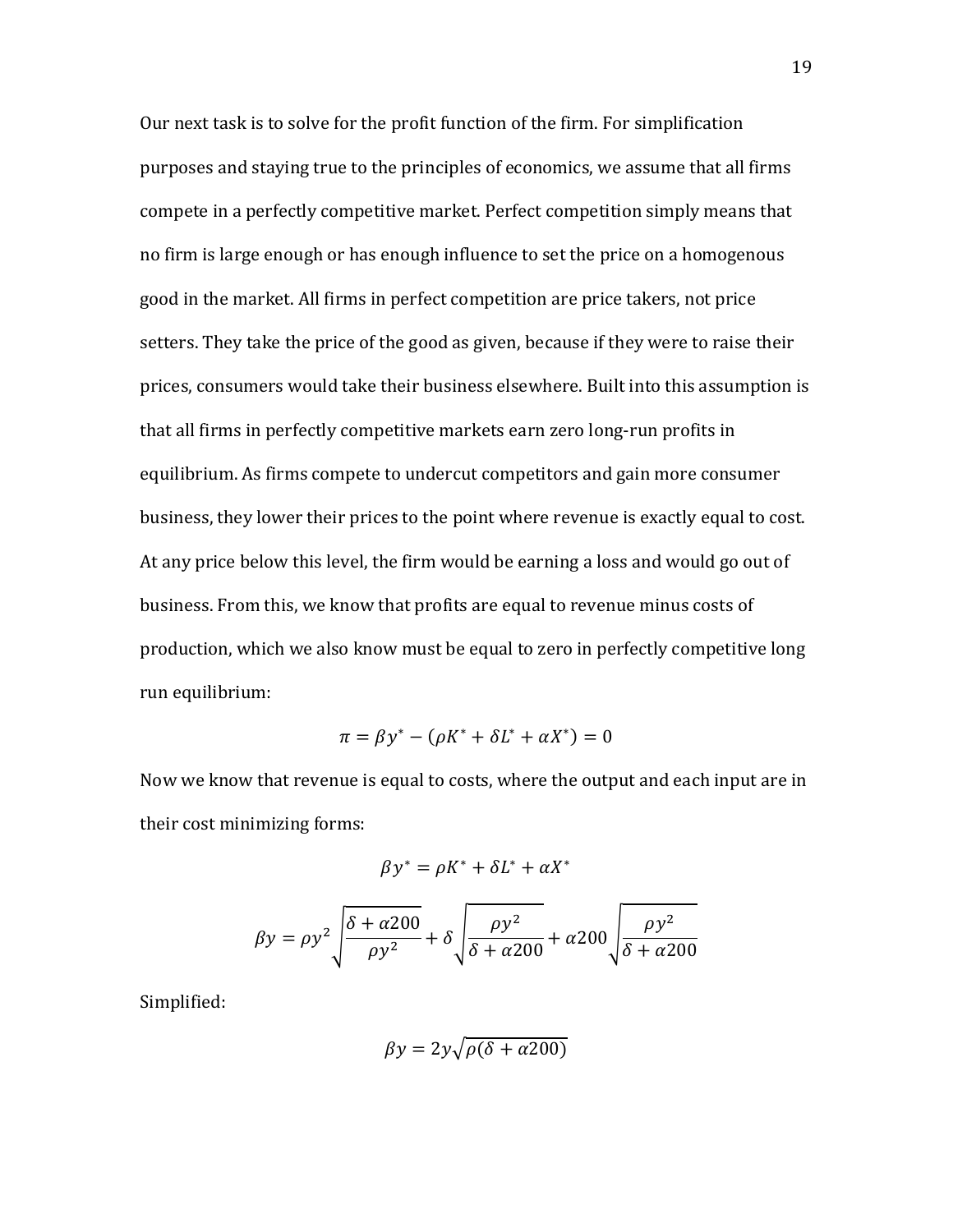Our next task is to solve for the profit function of the firm. For simplification purposes and staying true to the principles of economics, we assume that all firms compete in a perfectly competitive market. Perfect competition simply means that no firm is large enough or has enough influence to set the price on a homogenous good in the market. All firms in perfect competition are price takers, not price setters. They take the price of the good as given, because if they were to raise their prices, consumers would take their business elsewhere. Built into this assumption is that all firms in perfectly competitive markets earn zero long-run profits in equilibrium. As firms compete to undercut competitors and gain more consumer business, they lower their prices to the point where revenue is exactly equal to cost. At any price below this level, the firm would be earning a loss and would go out of business. From this, we know that profits are equal to revenue minus costs of production, which we also know must be equal to zero in perfectly competitive long run equilibrium:

$$\pi = \beta y^* - (\rho K^* + \delta L^* + \alpha X^*) = 0$$

Now we know that revenue is equal to costs, where the output and each input are in their cost minimizing forms:

$$\beta y^* = \rho K^* + \delta L^* + \alpha X^*$$

$$\beta y = \rho y^2 \sqrt{\frac{\delta + \alpha 200}{\rho y^2}} + \delta \sqrt{\frac{\rho y^2}{\delta + \alpha 200}} + \alpha 200 \sqrt{\frac{\rho y^2}{\delta + \alpha 200}}$$

Simplified:

$$\beta y = 2y\sqrt{\rho(\delta + \alpha 200)}$$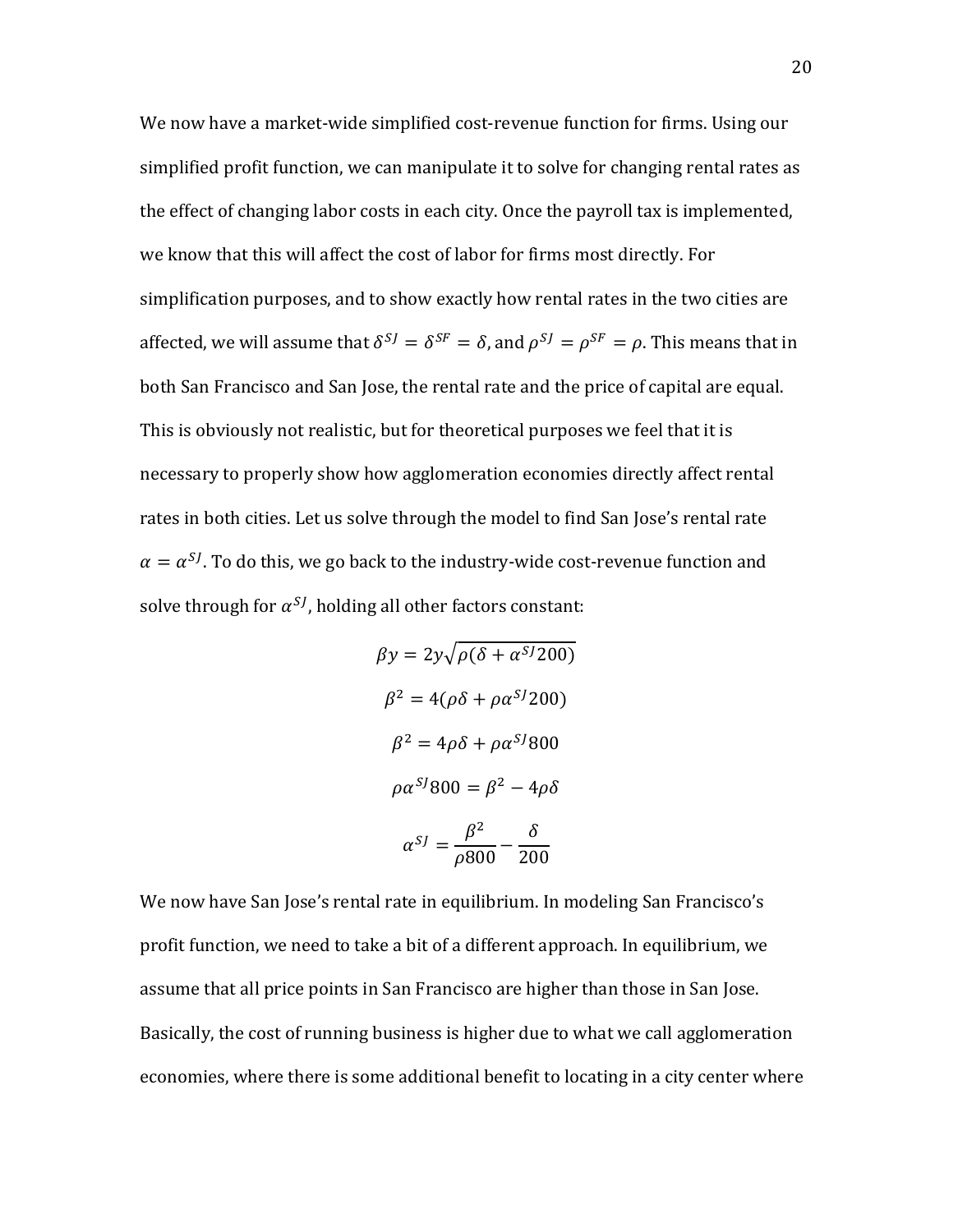We now have a market-wide simplified cost-revenue function for firms. Using our simplified profit function, we can manipulate it to solve for changing rental rates as the effect of changing labor costs in each city. Once the payroll tax is implemented, we know that this will affect the cost of labor for firms most directly. For simplification purposes, and to show exactly how rental rates in the two cities are affected, we will assume that $\delta^{SJ} = \delta^{SF} = \delta$, and $\rho^{SJ} = \rho^{SF} = \rho$. This means that in both San Francisco and San Jose, the rental rate and the price of capital are equal. This is obviously not realistic, but for theoretical purposes we feel that it is necessary to properly show how agglomeration economies directly affect rental rates in both cities. Let us solve through the model to find San Jose's rental rate $\alpha = \alpha^{SJ}$. To do this, we go back to the industry-wide cost-revenue function and solve through for $\alpha^{SJ}$, holding all other factors constant:

$$\beta y = 2y\sqrt{\rho(\delta + \alpha^{SJ}200)}$$

$$\beta^2 = 4(\rho\delta + \rho\alpha^{SJ}200)$$

$$\beta^2 = 4\rho\delta + \rho\alpha^{SJ}800$$

$$\rho\alpha^{SJ}800 = \beta^2 - 4\rho\delta$$

$$\alpha^{SJ} = \frac{\beta^2}{\rho 800} - \frac{\delta}{200}$$

We now have San Jose's rental rate in equilibrium. In modeling San Francisco's profit function, we need to take a bit of a different approach. In equilibrium, we assume that all price points in San Francisco are higher than those in San Jose. Basically, the cost of running business is higher due to what we call agglomeration economies, where there is some additional benefit to locating in a city center where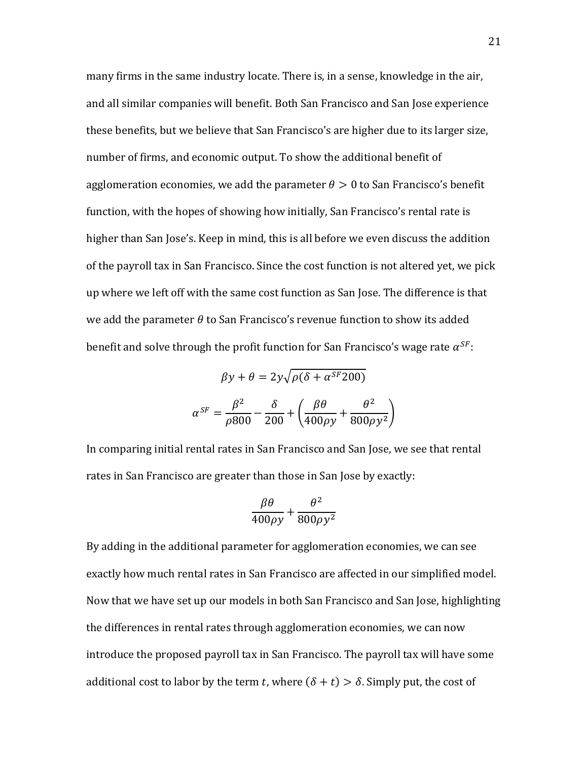many firms in the same industry locate. There is, in a sense, knowledge in the air, and all similar companies will benefit. Both San Francisco and San Jose experience these benefits, but we believe that San Francisco's are higher due to its larger size, number of firms, and economic output. To show the additional benefit of agglomeration economies, we add the parameter $\theta > 0$ to San Francisco's benefit function, with the hopes of showing how initially, San Francisco's rental rate is higher than San Jose's. Keep in mind, this is all before we even discuss the addition of the payroll tax in San Francisco. Since the cost function is not altered yet, we pick up where we left off with the same cost function as San Jose. The difference is that we add the parameter $\theta$ to San Francisco's revenue function to show its added benefit and solve through the profit function for San Francisco's wage rate $\alpha^{SF}$:

$$\beta y + \theta = 2y\sqrt{\rho(\delta + \alpha^{SF}200)}$$

$$\alpha^{SF} = \frac{\beta^2}{\rho 800} - \frac{\delta}{200} + \left(\frac{\beta\theta}{400\rho y} + \frac{\theta^2}{800\rho y^2}\right)$$

In comparing initial rental rates in San Francisco and San Jose, we see that rental rates in San Francisco are greater than those in San Jose by exactly:

$$\frac{\beta\theta}{400\rho y} + \frac{\theta^2}{800\rho y^2}$$

By adding in the additional parameter for agglomeration economies, we can see exactly how much rental rates in San Francisco are affected in our simplified model. Now that we have set up our models in both San Francisco and San Jose, highlighting the differences in rental rates through agglomeration economies, we can now introduce the proposed payroll tax in San Francisco. The payroll tax will have some additional cost to labor by the term $t$, where $(\delta + t) > \delta$. Simply put, the cost of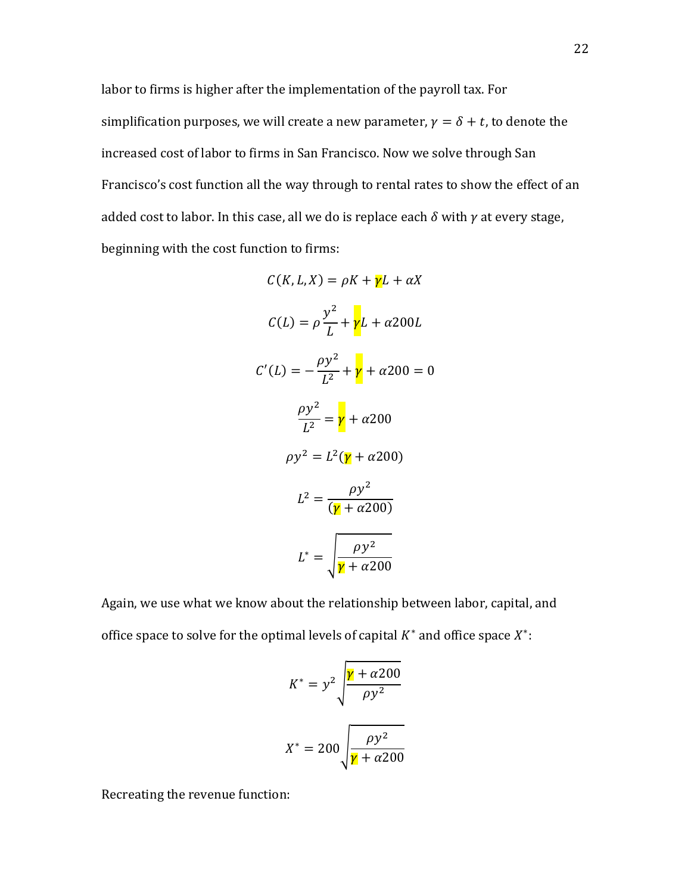labor to firms is higher after the implementation of the payroll tax. For simplification purposes, we will create a new parameter, $\gamma = \delta + t$, to denote the increased cost of labor to firms in San Francisco. Now we solve through San Francisco's cost function all the way through to rental rates to show the effect of an added cost to labor. In this case, all we do is replace each $\delta$ with $\gamma$ at every stage, beginning with the cost function to firms:

$$C(K, L, X) = \rho K + \gamma L + \alpha X$$

$$C(L) = \rho \frac{y^2}{L} + \gamma L + \alpha 200L$$

$$C'(L) = -\frac{\rho y^2}{L^2} + \gamma + \alpha 200 = 0$$

$$\frac{\rho y^2}{L^2} = \gamma + \alpha 200$$

$$\rho y^2 = L^2(\gamma + \alpha 200)$$

$$L^2 = \frac{\rho y^2}{(\gamma + \alpha 200)}$$

$$L^* = \sqrt{\frac{\rho y^2}{\gamma + \alpha 200}}$$

Again, we use what we know about the relationship between labor, capital, and office space to solve for the optimal levels of capital $K^*$ and office space $X^*$:

$$K^* = y^2 \sqrt{\frac{\gamma + \alpha 200}{\rho y^2}}$$

$$X^* = 200 \sqrt{\frac{\rho y^2}{\gamma + \alpha 200}}$$

Recreating the revenue function: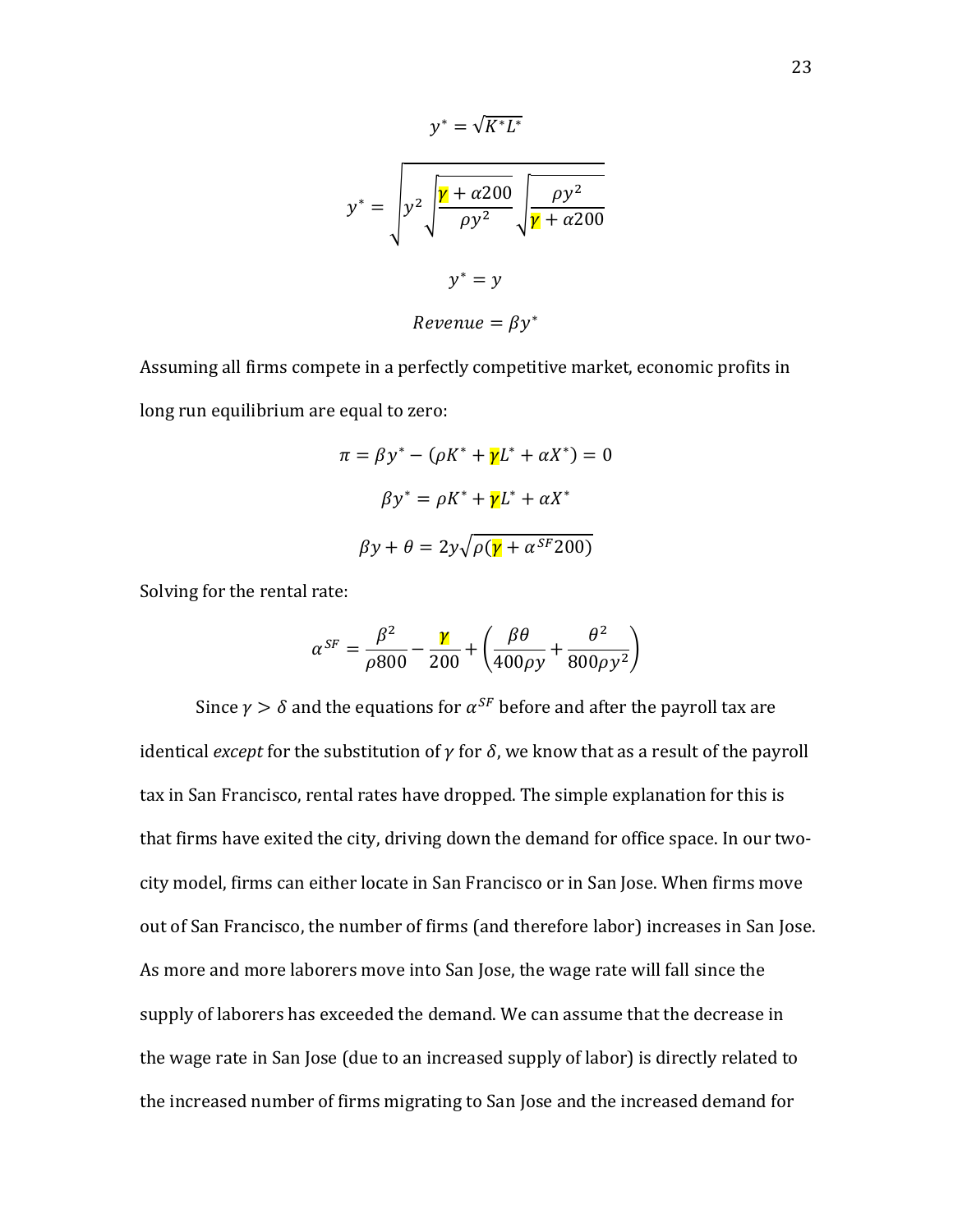$$y^* = \sqrt{K^* L^*}$$

$$y^* = \sqrt{y^2 \sqrt{\frac{\gamma + \alpha 200}{\rho y^2}} \sqrt{\frac{\rho y^2}{\gamma + \alpha 200}}}$$

$$y^* = y$$

$$Revenue = \beta y^*$$

Assuming all firms compete in a perfectly competitive market, economic profits in long run equilibrium are equal to zero:

$$\pi = \beta y^* - (\rho K^* + \gamma L^* + \alpha X^*) = 0$$

$$\beta y^* = \rho K^* + \gamma L^* + \alpha X^*$$

$$\beta y + \theta = 2y\sqrt{\rho(\gamma + \alpha^{SF} 200)}$$

Solving for the rental rate:

$$\alpha^{SF} = \frac{\beta^2}{\rho 800} - \frac{\gamma}{200} + \left(\frac{\beta\theta}{400\rho y} + \frac{\theta^2}{800\rho y^2}\right)$$

Since $\gamma > \delta$ and the equations for $\alpha^{SF}$ before and after the payroll tax are identical *except* for the substitution of $\gamma$ for $\delta$, we know that as a result of the payroll tax in San Francisco, rental rates have dropped. The simple explanation for this is that firms have exited the city, driving down the demand for office space. In our two-city model, firms can either locate in San Francisco or in San Jose. When firms move out of San Francisco, the number of firms (and therefore labor) increases in San Jose. As more and more laborers move into San Jose, the wage rate will fall since the supply of laborers has exceeded the demand. We can assume that the decrease in the wage rate in San Jose (due to an increased supply of labor) is directly related to the increased number of firms migrating to San Jose and the increased demand for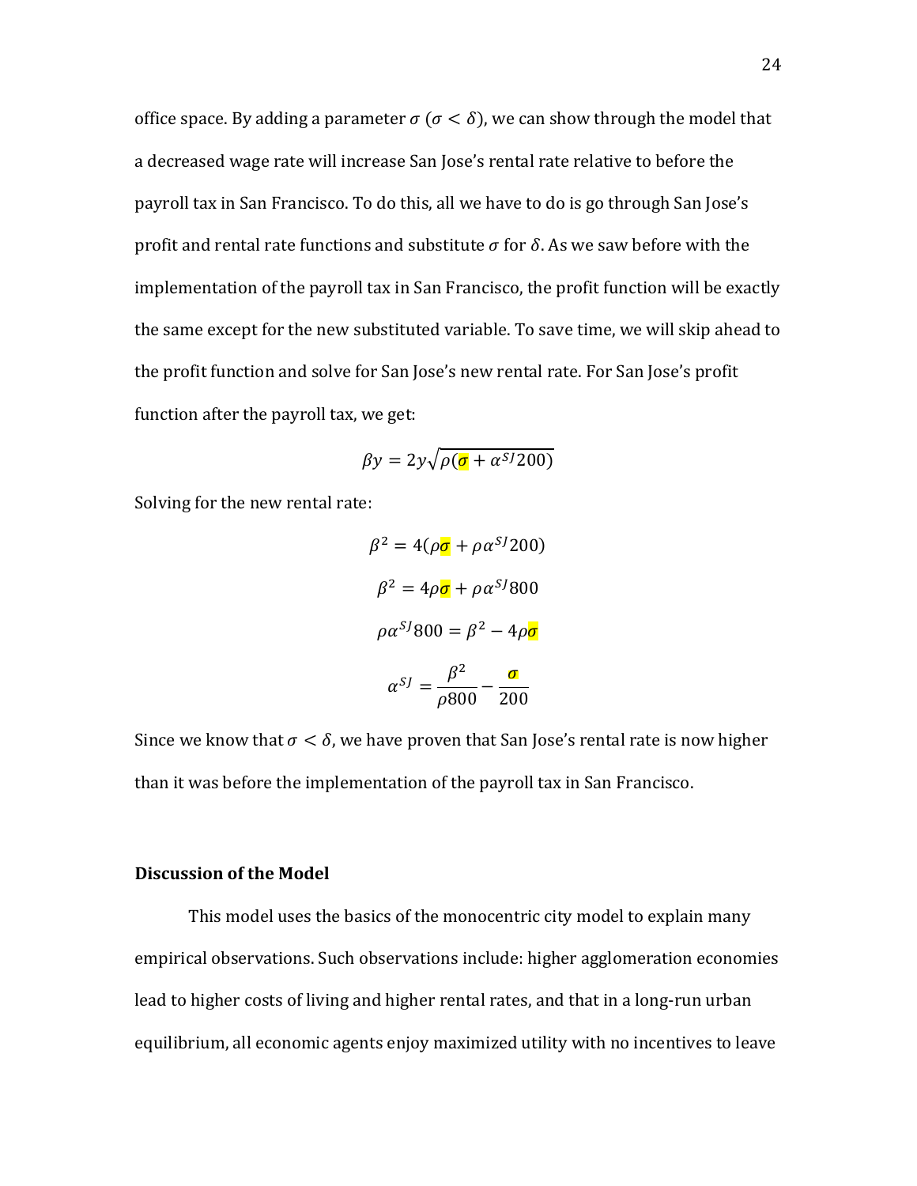office space. By adding a parameter $\sigma$ ($\sigma < \delta$), we can show through the model that a decreased wage rate will increase San Jose's rental rate relative to before the payroll tax in San Francisco. To do this, all we have to do is go through San Jose's profit and rental rate functions and substitute $\sigma$ for $\delta$. As we saw before with the implementation of the payroll tax in San Francisco, the profit function will be exactly the same except for the new substituted variable. To save time, we will skip ahead to the profit function and solve for San Jose's new rental rate. For San Jose's profit function after the payroll tax, we get:

$$\beta y = 2y\sqrt{\rho(\sigma + \alpha^{SJ}200)}$$

Solving for the new rental rate:

$$\beta^2 = 4(\rho\sigma + \rho\alpha^{SJ}200)$$

$$\beta^2 = 4\rho\sigma + \rho\alpha^{SJ}800$$

$$\rho\alpha^{SJ}800 = \beta^2 - 4\rho\sigma$$

$$\alpha^{SJ} = \frac{\beta^2}{\rho 800} - \frac{\sigma}{200}$$

Since we know that $\sigma < \delta$, we have proven that San Jose's rental rate is now higher than it was before the implementation of the payroll tax in San Francisco.

**Discussion of the Model**

This model uses the basics of the monocentric city model to explain many empirical observations. Such observations include: higher agglomeration economies lead to higher costs of living and higher rental rates, and that in a long-run urban equilibrium, all economic agents enjoy maximized utility with no incentives to leave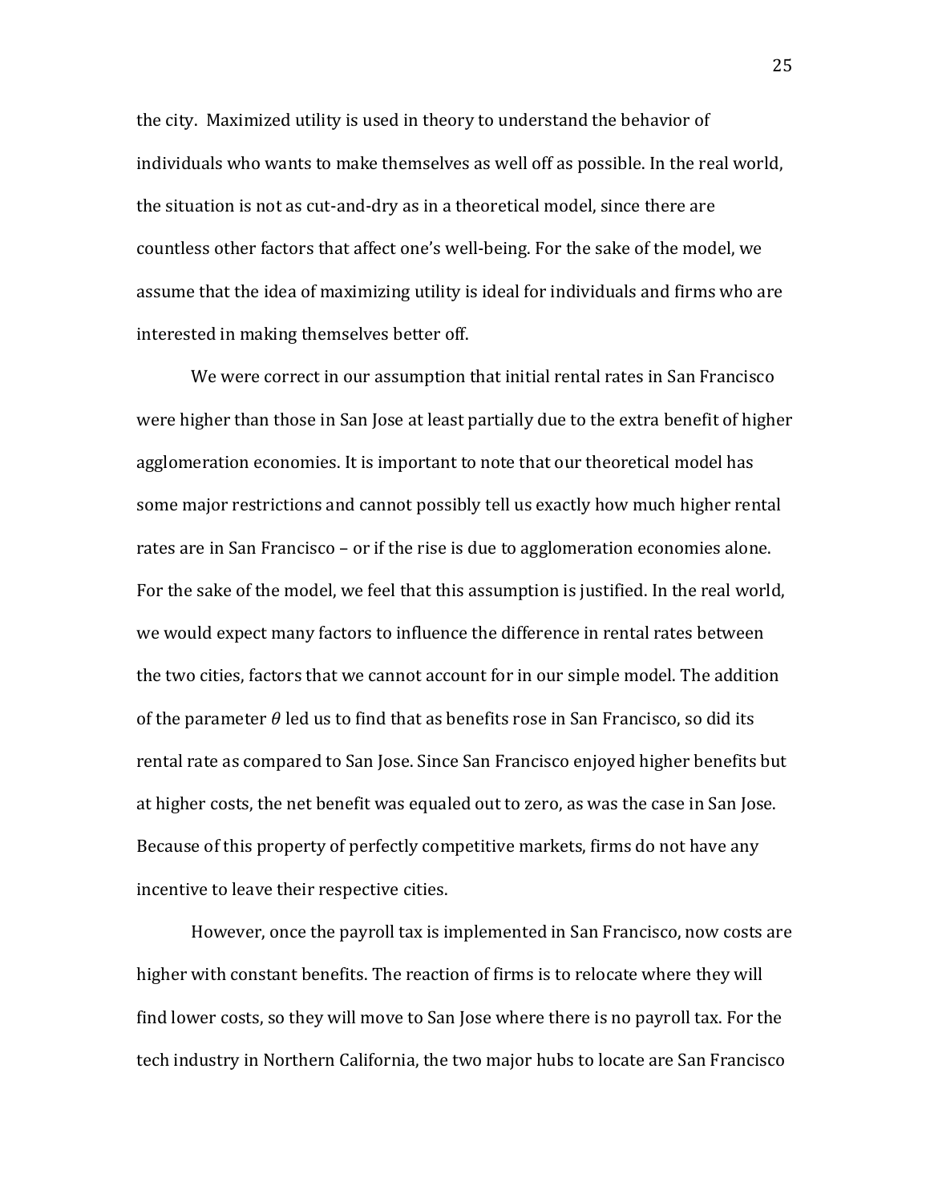the city. Maximized utility is used in theory to understand the behavior of individuals who wants to make themselves as well off as possible. In the real world, the situation is not as cut-and-dry as in a theoretical model, since there are countless other factors that affect one's well-being. For the sake of the model, we assume that the idea of maximizing utility is ideal for individuals and firms who are interested in making themselves better off.

We were correct in our assumption that initial rental rates in San Francisco were higher than those in San Jose at least partially due to the extra benefit of higher agglomeration economies. It is important to note that our theoretical model has some major restrictions and cannot possibly tell us exactly how much higher rental rates are in San Francisco – or if the rise is due to agglomeration economies alone. For the sake of the model, we feel that this assumption is justified. In the real world, we would expect many factors to influence the difference in rental rates between the two cities, factors that we cannot account for in our simple model. The addition of the parameter $\theta$ led us to find that as benefits rose in San Francisco, so did its rental rate as compared to San Jose. Since San Francisco enjoyed higher benefits but at higher costs, the net benefit was equaled out to zero, as was the case in San Jose. Because of this property of perfectly competitive markets, firms do not have any incentive to leave their respective cities.

However, once the payroll tax is implemented in San Francisco, now costs are higher with constant benefits. The reaction of firms is to relocate where they will find lower costs, so they will move to San Jose where there is no payroll tax. For the tech industry in Northern California, the two major hubs to locate are San Francisco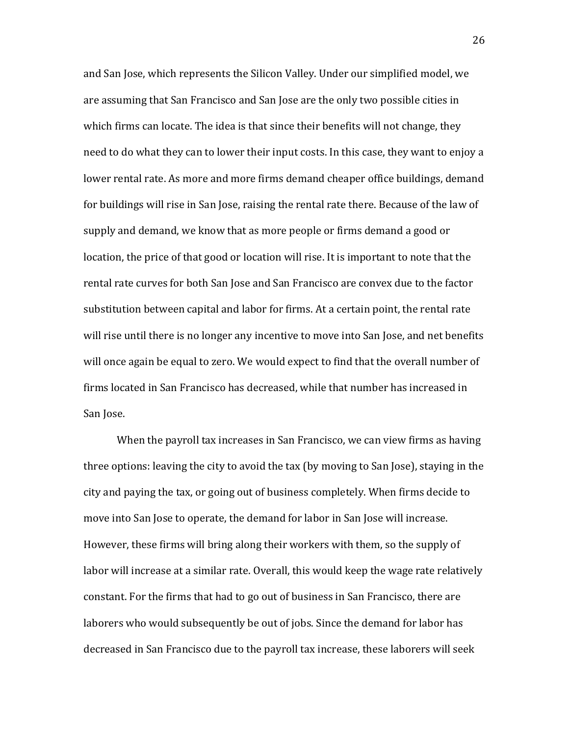and San Jose, which represents the Silicon Valley. Under our simplified model, we are assuming that San Francisco and San Jose are the only two possible cities in which firms can locate. The idea is that since their benefits will not change, they need to do what they can to lower their input costs. In this case, they want to enjoy a lower rental rate. As more and more firms demand cheaper office buildings, demand for buildings will rise in San Jose, raising the rental rate there. Because of the law of supply and demand, we know that as more people or firms demand a good or location, the price of that good or location will rise. It is important to note that the rental rate curves for both San Jose and San Francisco are convex due to the factor substitution between capital and labor for firms. At a certain point, the rental rate will rise until there is no longer any incentive to move into San Jose, and net benefits will once again be equal to zero. We would expect to find that the overall number of firms located in San Francisco has decreased, while that number has increased in San Jose.

When the payroll tax increases in San Francisco, we can view firms as having three options: leaving the city to avoid the tax (by moving to San Jose), staying in the city and paying the tax, or going out of business completely. When firms decide to move into San Jose to operate, the demand for labor in San Jose will increase. However, these firms will bring along their workers with them, so the supply of labor will increase at a similar rate. Overall, this would keep the wage rate relatively constant. For the firms that had to go out of business in San Francisco, there are laborers who would subsequently be out of jobs. Since the demand for labor has decreased in San Francisco due to the payroll tax increase, these laborers will seek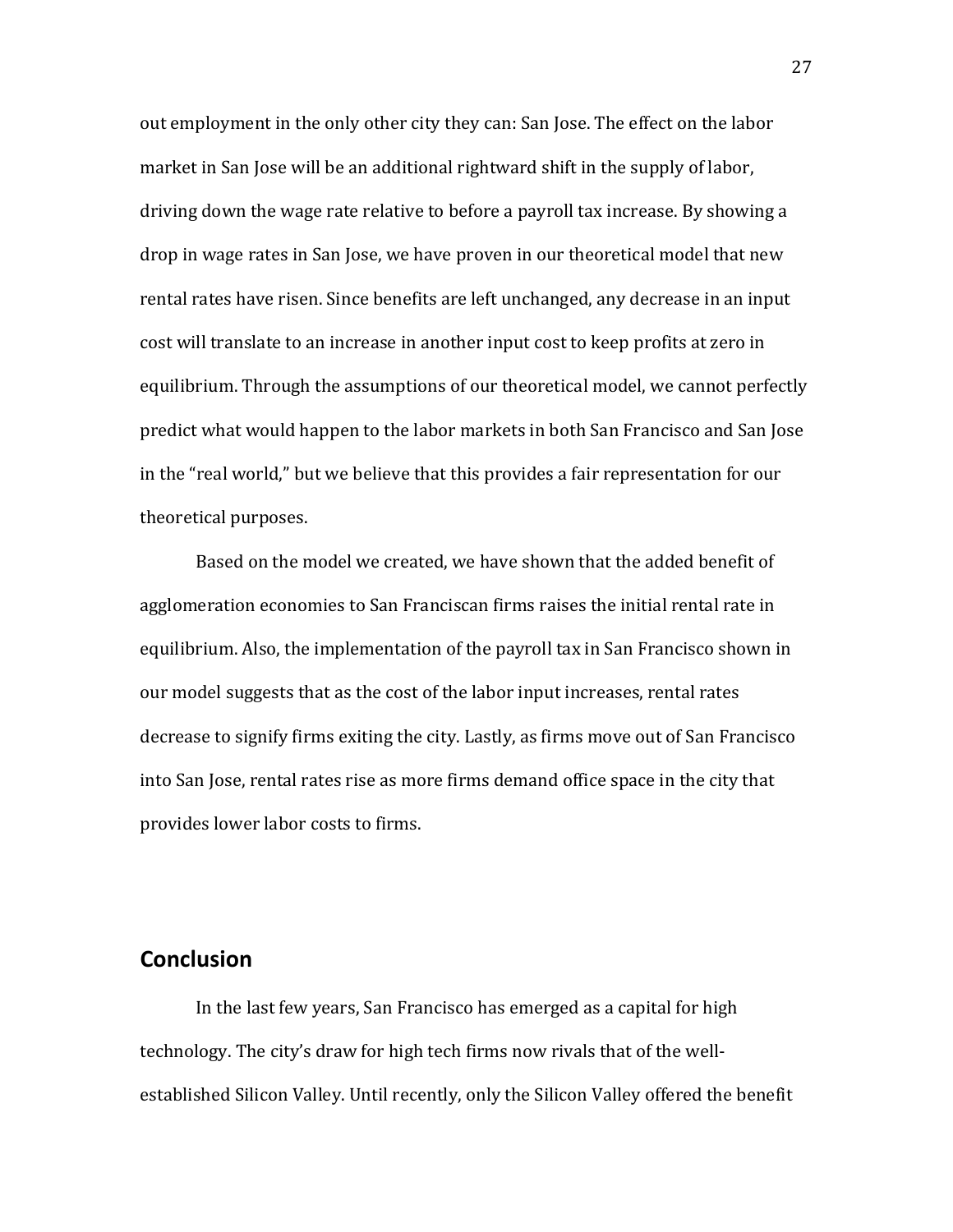out employment in the only other city they can: San Jose. The effect on the labor market in San Jose will be an additional rightward shift in the supply of labor, driving down the wage rate relative to before a payroll tax increase. By showing a drop in wage rates in San Jose, we have proven in our theoretical model that new rental rates have risen. Since benefits are left unchanged, any decrease in an input cost will translate to an increase in another input cost to keep profits at zero in equilibrium. Through the assumptions of our theoretical model, we cannot perfectly predict what would happen to the labor markets in both San Francisco and San Jose in the "real world," but we believe that this provides a fair representation for our theoretical purposes.

Based on the model we created, we have shown that the added benefit of agglomeration economies to San Franciscan firms raises the initial rental rate in equilibrium. Also, the implementation of the payroll tax in San Francisco shown in our model suggests that as the cost of the labor input increases, rental rates decrease to signify firms exiting the city. Lastly, as firms move out of San Francisco into San Jose, rental rates rise as more firms demand office space in the city that provides lower labor costs to firms.

## Conclusion

In the last few years, San Francisco has emerged as a capital for high technology. The city's draw for high tech firms now rivals that of the well-established Silicon Valley. Until recently, only the Silicon Valley offered the benefit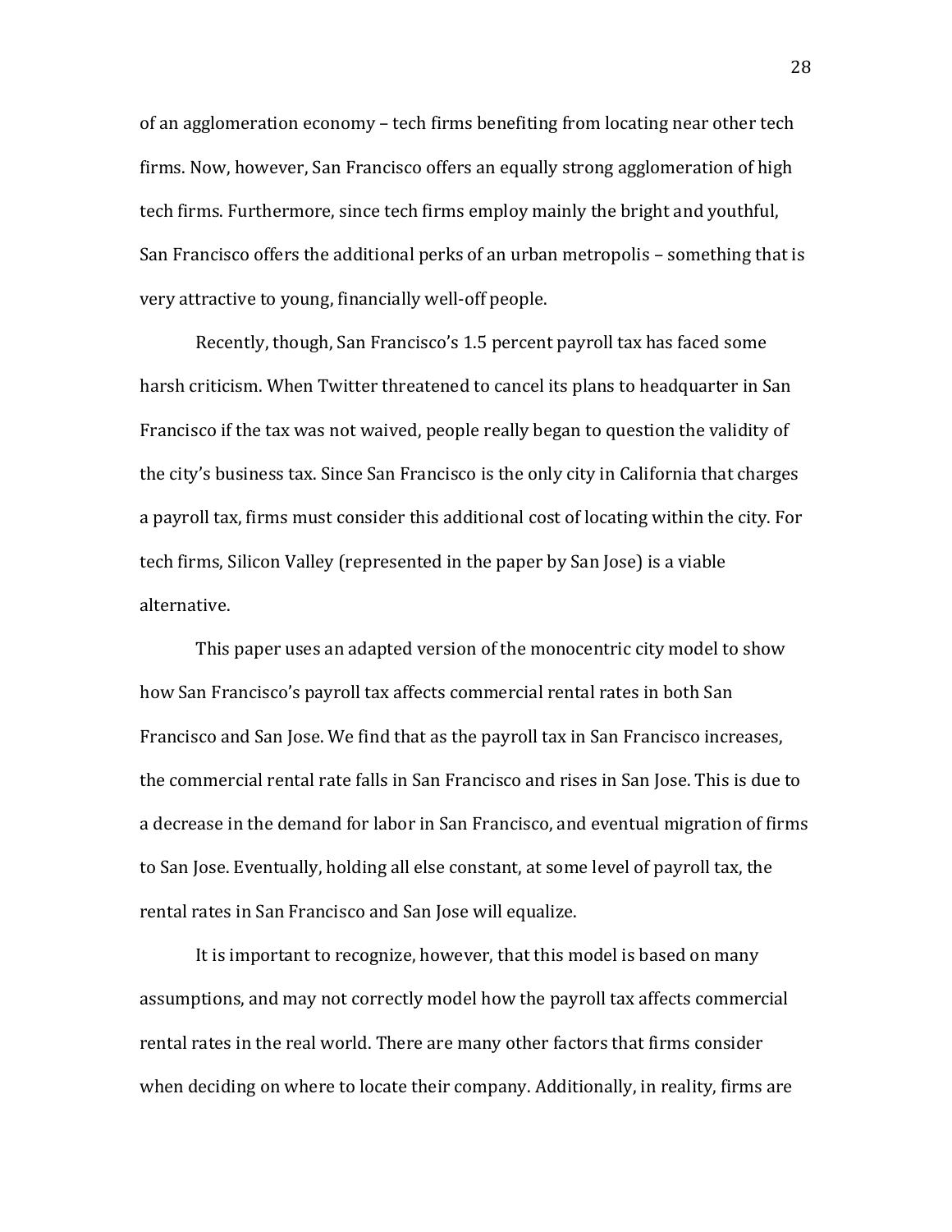of an agglomeration economy – tech firms benefiting from locating near other tech firms. Now, however, San Francisco offers an equally strong agglomeration of high tech firms. Furthermore, since tech firms employ mainly the bright and youthful, San Francisco offers the additional perks of an urban metropolis – something that is very attractive to young, financially well-off people.

Recently, though, San Francisco's 1.5 percent payroll tax has faced some harsh criticism. When Twitter threatened to cancel its plans to headquarter in San Francisco if the tax was not waived, people really began to question the validity of the city's business tax. Since San Francisco is the only city in California that charges a payroll tax, firms must consider this additional cost of locating within the city. For tech firms, Silicon Valley (represented in the paper by San Jose) is a viable alternative.

This paper uses an adapted version of the monocentric city model to show how San Francisco's payroll tax affects commercial rental rates in both San Francisco and San Jose. We find that as the payroll tax in San Francisco increases, the commercial rental rate falls in San Francisco and rises in San Jose. This is due to a decrease in the demand for labor in San Francisco, and eventual migration of firms to San Jose. Eventually, holding all else constant, at some level of payroll tax, the rental rates in San Francisco and San Jose will equalize.

It is important to recognize, however, that this model is based on many assumptions, and may not correctly model how the payroll tax affects commercial rental rates in the real world. There are many other factors that firms consider when deciding on where to locate their company. Additionally, in reality, firms are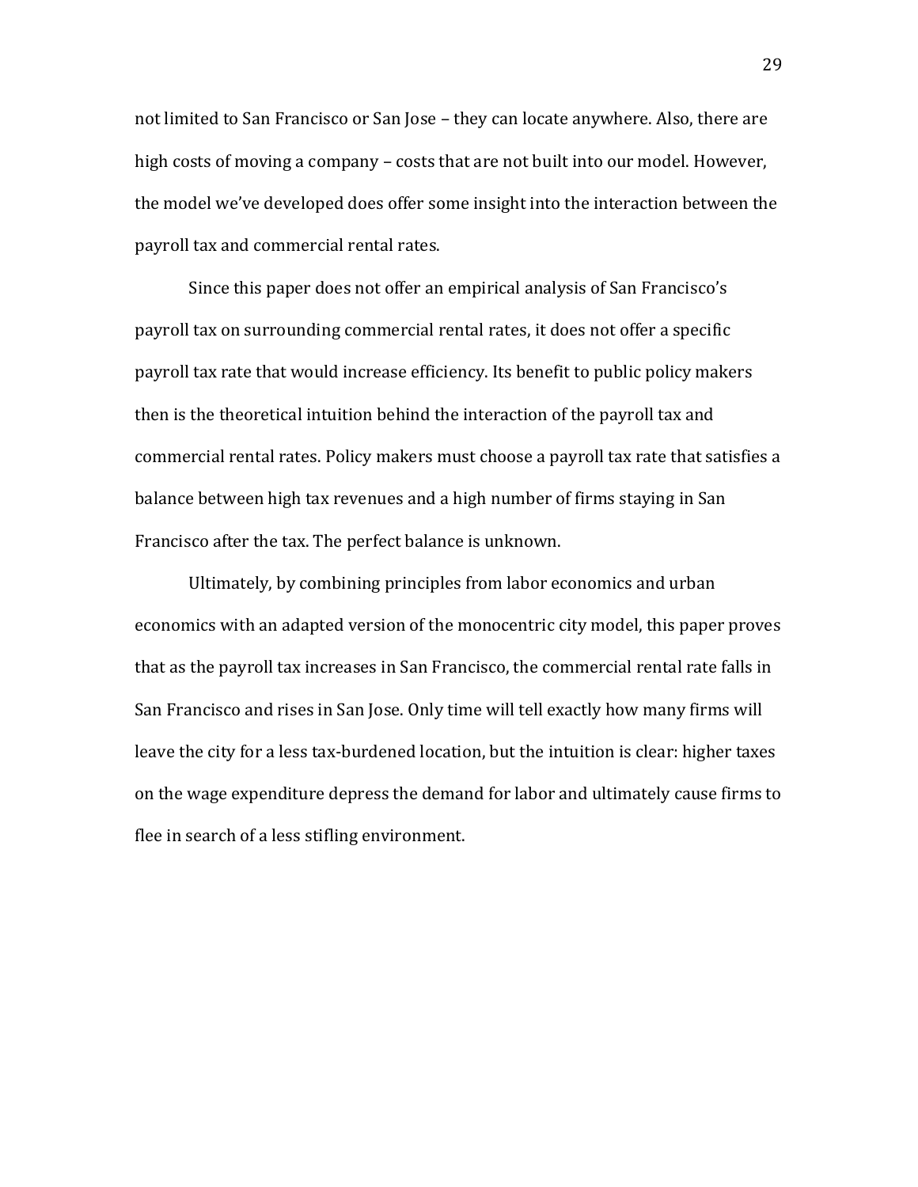not limited to San Francisco or San Jose – they can locate anywhere. Also, there are high costs of moving a company – costs that are not built into our model. However, the model we've developed does offer some insight into the interaction between the payroll tax and commercial rental rates.

Since this paper does not offer an empirical analysis of San Francisco's payroll tax on surrounding commercial rental rates, it does not offer a specific payroll tax rate that would increase efficiency. Its benefit to public policy makers then is the theoretical intuition behind the interaction of the payroll tax and commercial rental rates. Policy makers must choose a payroll tax rate that satisfies a balance between high tax revenues and a high number of firms staying in San Francisco after the tax. The perfect balance is unknown.

Ultimately, by combining principles from labor economics and urban economics with an adapted version of the monocentric city model, this paper proves that as the payroll tax increases in San Francisco, the commercial rental rate falls in San Francisco and rises in San Jose. Only time will tell exactly how many firms will leave the city for a less tax-burdened location, but the intuition is clear: higher taxes on the wage expenditure depress the demand for labor and ultimately cause firms to flee in search of a less stifling environment.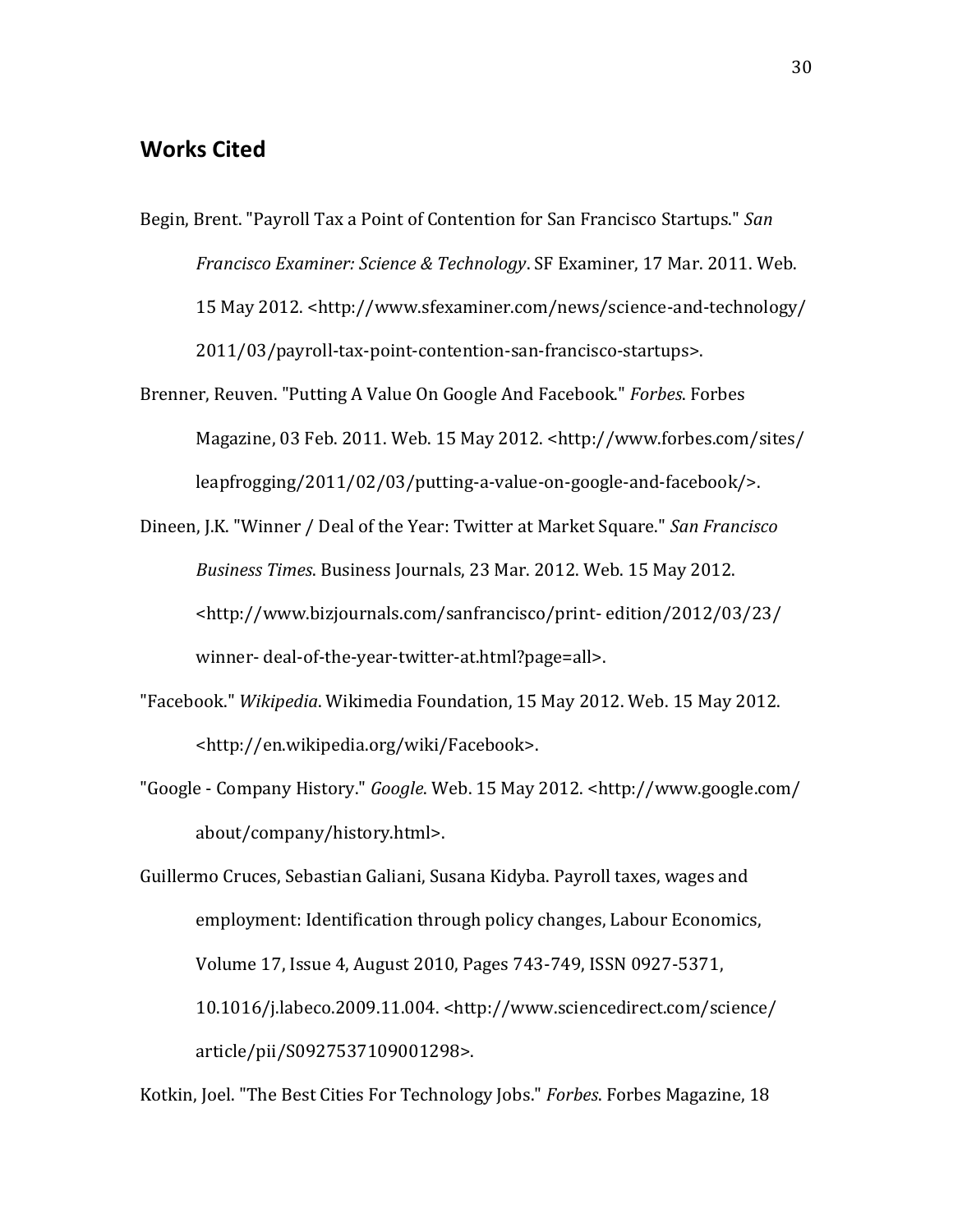## Works Cited

Begin, Brent. "Payroll Tax a Point of Contention for San Francisco Startups." *San Francisco Examiner: Science & Technology*. SF Examiner, 17 Mar. 2011. Web. 15 May 2012. <http://www.sfexaminer.com/news/science-and-technology/2011/03/payroll-tax-point-contention-san-francisco-startups>.

Brenner, Reuven. "Putting A Value On Google And Facebook." *Forbes*. Forbes Magazine, 03 Feb. 2011. Web. 15 May 2012. <http://www.forbes.com/sites/leapfrogging/2011/02/03/putting-a-value-on-google-and-facebook/>.

Dineen, J.K. "Winner / Deal of the Year: Twitter at Market Square." *San Francisco Business Times*. Business Journals, 23 Mar. 2012. Web. 15 May 2012. <http://www.bizjournals.com/sanfrancisco/print- edition/2012/03/23/winner- deal-of-the-year-twitter-at.html?page=all>.

"Facebook." *Wikipedia*. Wikimedia Foundation, 15 May 2012. Web. 15 May 2012. <http://en.wikipedia.org/wiki/Facebook>.

"Google - Company History." *Google*. Web. 15 May 2012. <http://www.google.com/about/company/history.html>.

Guillermo Cruces, Sebastian Galiani, Susana Kidyba. Payroll taxes, wages and employment: Identification through policy changes, Labour Economics, Volume 17, Issue 4, August 2010, Pages 743-749, ISSN 0927-5371, 10.1016/j.labeco.2009.11.004. <http://www.sciencedirect.com/science/article/pii/S0927537109001298>.

Kotkin, Joel. "The Best Cities For Technology Jobs." *Forbes*. Forbes Magazine, 18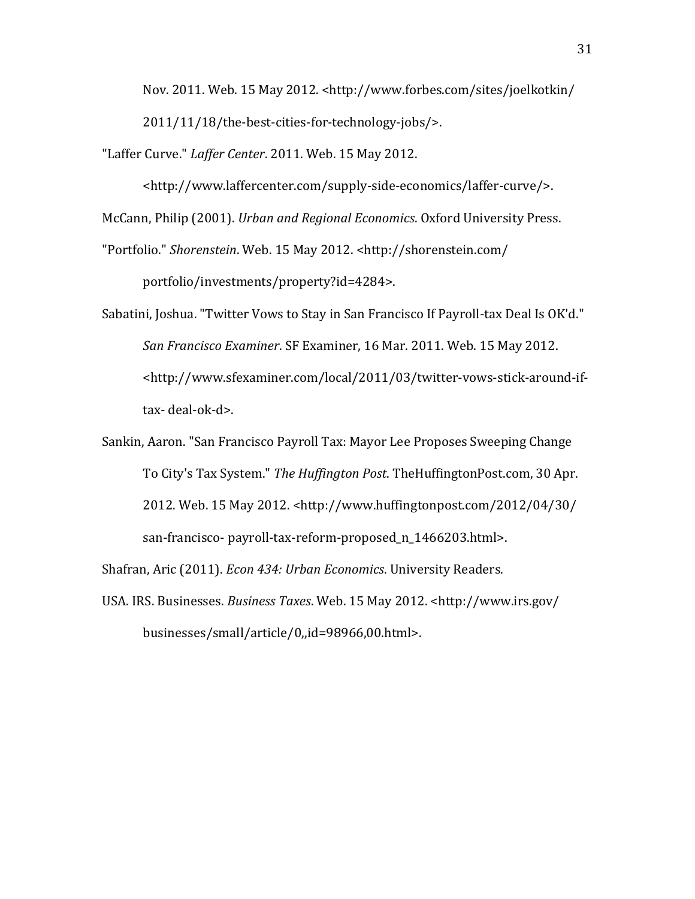Nov. 2011. Web. 15 May 2012. <http://www.forbes.com/sites/joelkotkin/2011/11/18/the-best-cities-for-technology-jobs/>.

"Laffer Curve." *Laffer Center*. 2011. Web. 15 May 2012. <http://www.laffercenter.com/supply-side-economics/laffer-curve/>.

McCann, Philip (2001). *Urban and Regional Economics*. Oxford University Press.

"Portfolio." *Shorenstein*. Web. 15 May 2012. <http://shorenstein.com/portfolio/investments/property?id=4284>.

Sabatini, Joshua. "Twitter Vows to Stay in San Francisco If Payroll-tax Deal Is OK'd." *San Francisco Examiner*. SF Examiner, 16 Mar. 2011. Web. 15 May 2012. <http://www.sfexaminer.com/local/2011/03/twitter-vows-stick-around-if-tax- deal-ok-d>.

Sankin, Aaron. "San Francisco Payroll Tax: Mayor Lee Proposes Sweeping Change To City's Tax System." *The Huffington Post*. TheHuffingtonPost.com, 30 Apr. 2012. Web. 15 May 2012. <http://www.huffingtonpost.com/2012/04/30/san-francisco- payroll-tax-reform-proposed_n_1466203.html>.

Shafran, Aric (2011). *Econ 434: Urban Economics*. University Readers.

USA. IRS. Businesses. *Business Taxes*. Web. 15 May 2012. <http://www.irs.gov/businesses/small/article/0,,id=98966,00.html>.